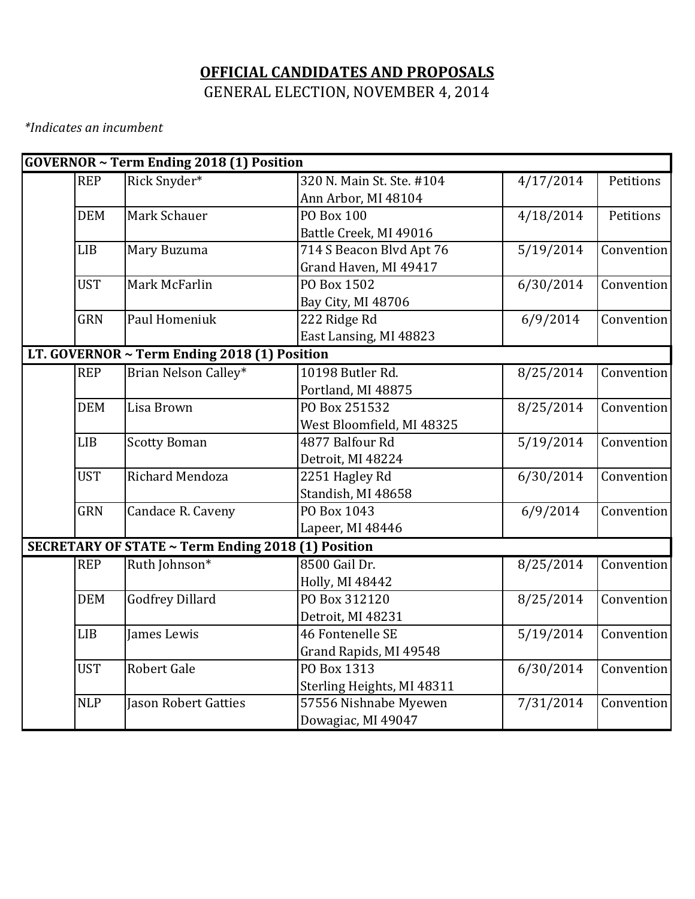**OFFICIAL CANDIDATES AND PROPOSALS**

GENERAL ELECTION, NOVEMBER 4, 2014

*\*Indicates an incumbent*

| | | | | | |
|---|---|---|---|---|---|
| **GOVERNOR ~ Term Ending 2018 (1) Position** | | | | | |
| | REP | Rick Snyder* | 320 N. Main St. Ste. #104<br>Ann Arbor, MI 48104 | 4/17/2014 | Petitions |
| | DEM | Mark Schauer | PO Box 100<br>Battle Creek, MI 49016 | 4/18/2014 | Petitions |
| | LIB | Mary Buzuma | 714 S Beacon Blvd Apt 76<br>Grand Haven, MI 49417 | 5/19/2014 | Convention |
| | UST | Mark McFarlin | PO Box 1502<br>Bay City, MI 48706 | 6/30/2014 | Convention |
| | GRN | Paul Homeniuk | 222 Ridge Rd<br>East Lansing, MI 48823 | 6/9/2014 | Convention |
| **LT. GOVERNOR ~ Term Ending 2018 (1) Position** | | | | | |
| | REP | Brian Nelson Calley* | 10198 Butler Rd.<br>Portland, MI 48875 | 8/25/2014 | Convention |
| | DEM | Lisa Brown | PO Box 251532<br>West Bloomfield, MI 48325 | 8/25/2014 | Convention |
| | LIB | Scotty Boman | 4877 Balfour Rd<br>Detroit, MI 48224 | 5/19/2014 | Convention |
| | UST | Richard Mendoza | 2251 Hagley Rd<br>Standish, MI 48658 | 6/30/2014 | Convention |
| | GRN | Candace R. Caveny | PO Box 1043<br>Lapeer, MI 48446 | 6/9/2014 | Convention |
| **SECRETARY OF STATE ~ Term Ending 2018 (1) Position** | | | | | |
| | REP | Ruth Johnson* | 8500 Gail Dr.<br>Holly, MI 48442 | 8/25/2014 | Convention |
| | DEM | Godfrey Dillard | PO Box 312120<br>Detroit, MI 48231 | 8/25/2014 | Convention |
| | LIB | James Lewis | 46 Fontenelle SE<br>Grand Rapids, MI 49548 | 5/19/2014 | Convention |
| | UST | Robert Gale | PO Box 1313<br>Sterling Heights, MI 48311 | 6/30/2014 | Convention |
| | NLP | Jason Robert Gatties | 57556 Nishnabe Myewen<br>Dowagiac, MI 49047 | 7/31/2014 | Convention |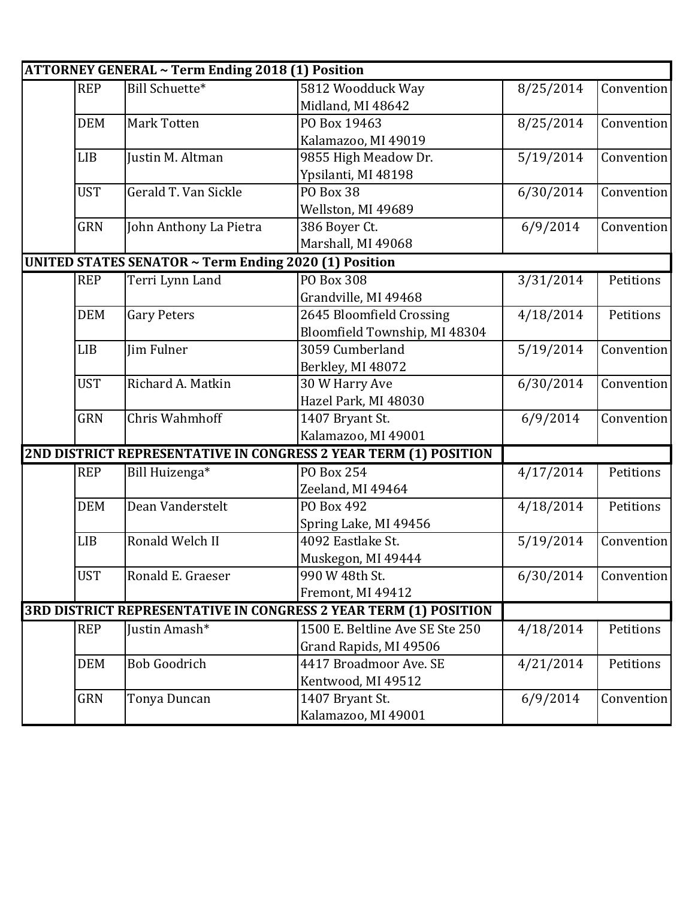| | | | | | |
|---|---|---|---|---|---|
| **ATTORNEY GENERAL ~ Term Ending 2018 (1) Position** | | | | | |
| | REP | Bill Schuette* | 5812 Woodduck Way<br>Midland, MI 48642 | 8/25/2014 | Convention |
| | DEM | Mark Totten | PO Box 19463<br>Kalamazoo, MI 49019 | 8/25/2014 | Convention |
| | LIB | Justin M. Altman | 9855 High Meadow Dr.<br>Ypsilanti, MI 48198 | 5/19/2014 | Convention |
| | UST | Gerald T. Van Sickle | PO Box 38<br>Wellston, MI 49689 | 6/30/2014 | Convention |
| | GRN | John Anthony La Pietra | 386 Boyer Ct.<br>Marshall, MI 49068 | 6/9/2014 | Convention |
| **UNITED STATES SENATOR ~ Term Ending 2020 (1) Position** | | | | | |
| | REP | Terri Lynn Land | PO Box 308<br>Grandville, MI 49468 | 3/31/2014 | Petitions |
| | DEM | Gary Peters | 2645 Bloomfield Crossing<br>Bloomfield Township, MI 48304 | 4/18/2014 | Petitions |
| | LIB | Jim Fulner | 3059 Cumberland<br>Berkley, MI 48072 | 5/19/2014 | Convention |
| | UST | Richard A. Matkin | 30 W Harry Ave<br>Hazel Park, MI 48030 | 6/30/2014 | Convention |
| | GRN | Chris Wahmhoff | 1407 Bryant St.<br>Kalamazoo, MI 49001 | 6/9/2014 | Convention |
| **2ND DISTRICT REPRESENTATIVE IN CONGRESS 2 YEAR TERM (1) POSITION** | | | | | |
| | REP | Bill Huizenga* | PO Box 254<br>Zeeland, MI 49464 | 4/17/2014 | Petitions |
| | DEM | Dean Vanderstelt | PO Box 492<br>Spring Lake, MI 49456 | 4/18/2014 | Petitions |
| | LIB | Ronald Welch II | 4092 Eastlake St.<br>Muskegon, MI 49444 | 5/19/2014 | Convention |
| | UST | Ronald E. Graeser | 990 W 48th St.<br>Fremont, MI 49412 | 6/30/2014 | Convention |
| **3RD DISTRICT REPRESENTATIVE IN CONGRESS 2 YEAR TERM (1) POSITION** | | | | | |
| | REP | Justin Amash* | 1500 E. Beltline Ave SE Ste 250<br>Grand Rapids, MI 49506 | 4/18/2014 | Petitions |
| | DEM | Bob Goodrich | 4417 Broadmoor Ave. SE<br>Kentwood, MI 49512 | 4/21/2014 | Petitions |
| | GRN | Tonya Duncan | 1407 Bryant St.<br>Kalamazoo, MI 49001 | 6/9/2014 | Convention |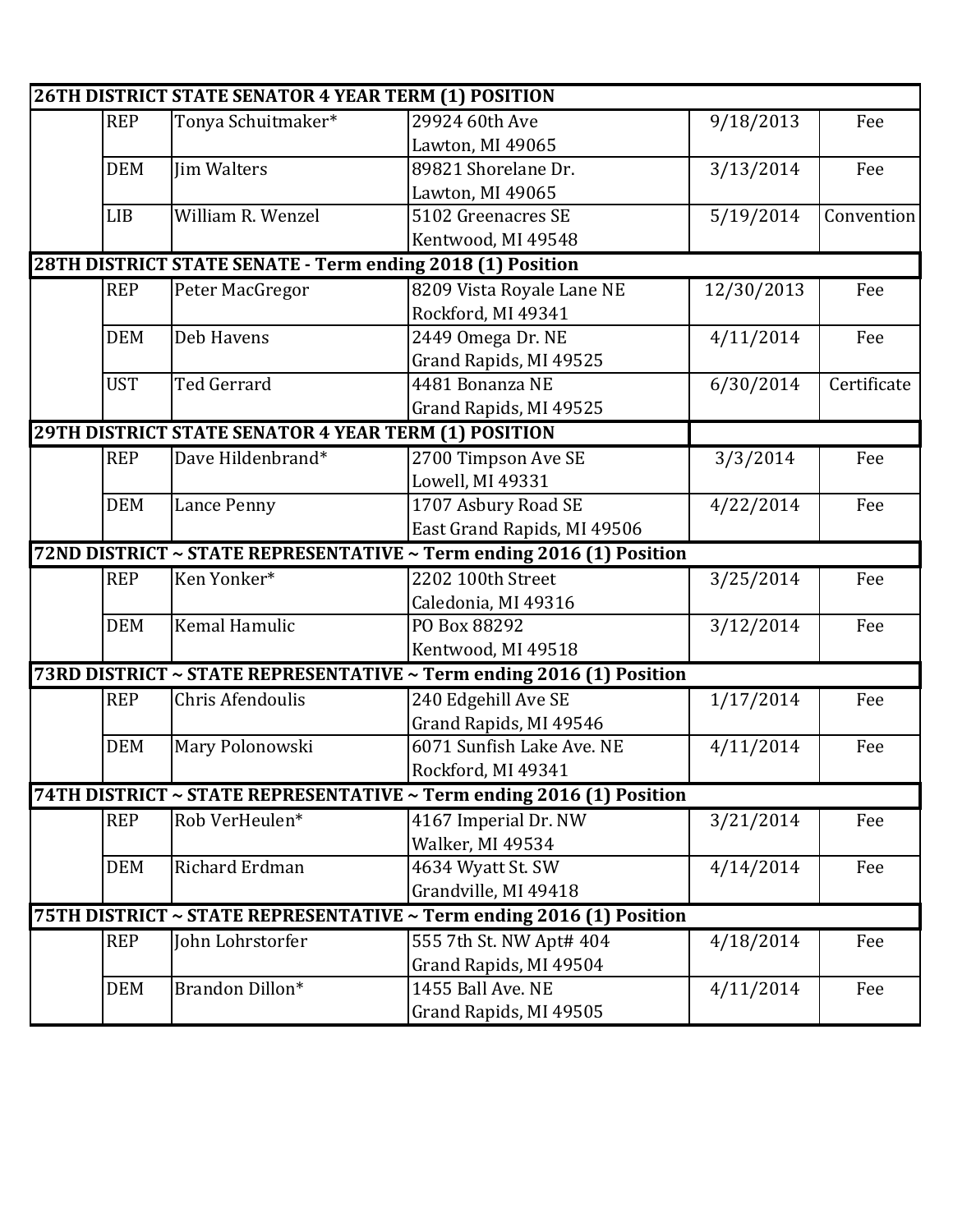| | | | | | |
|---|---|---|---|---|---|
| **26TH DISTRICT STATE SENATOR 4 YEAR TERM (1) POSITION** | | | | | |
| | REP | Tonya Schuitmaker* | 29924 60th Ave<br>Lawton, MI 49065 | 9/18/2013 | Fee |
| | DEM | Jim Walters | 89821 Shorelane Dr.<br>Lawton, MI 49065 | 3/13/2014 | Fee |
| | LIB | William R. Wenzel | 5102 Greenacres SE<br>Kentwood, MI 49548 | 5/19/2014 | Convention |
| **28TH DISTRICT STATE SENATE - Term ending 2018 (1) Position** | | | | | |
| | REP | Peter MacGregor | 8209 Vista Royale Lane NE<br>Rockford, MI 49341 | 12/30/2013 | Fee |
| | DEM | Deb Havens | 2449 Omega Dr. NE<br>Grand Rapids, MI 49525 | 4/11/2014 | Fee |
| | UST | Ted Gerrard | 4481 Bonanza NE<br>Grand Rapids, MI 49525 | 6/30/2014 | Certificate |
| **29TH DISTRICT STATE SENATOR 4 YEAR TERM (1) POSITION** | | | | | |
| | REP | Dave Hildenbrand* | 2700 Timpson Ave SE<br>Lowell, MI 49331 | 3/3/2014 | Fee |
| | DEM | Lance Penny | 1707 Asbury Road SE<br>East Grand Rapids, MI 49506 | 4/22/2014 | Fee |
| **72ND DISTRICT ~ STATE REPRESENTATIVE ~ Term ending 2016 (1) Position** | | | | | |
| | REP | Ken Yonker* | 2202 100th Street<br>Caledonia, MI 49316 | 3/25/2014 | Fee |
| | DEM | Kemal Hamulic | PO Box 88292<br>Kentwood, MI 49518 | 3/12/2014 | Fee |
| **73RD DISTRICT ~ STATE REPRESENTATIVE ~ Term ending 2016 (1) Position** | | | | | |
| | REP | Chris Afendoulis | 240 Edgehill Ave SE<br>Grand Rapids, MI 49546 | 1/17/2014 | Fee |
| | DEM | Mary Polonowski | 6071 Sunfish Lake Ave. NE<br>Rockford, MI 49341 | 4/11/2014 | Fee |
| **74TH DISTRICT ~ STATE REPRESENTATIVE ~ Term ending 2016 (1) Position** | | | | | |
| | REP | Rob VerHeulen* | 4167 Imperial Dr. NW<br>Walker, MI 49534 | 3/21/2014 | Fee |
| | DEM | Richard Erdman | 4634 Wyatt St. SW<br>Grandville, MI 49418 | 4/14/2014 | Fee |
| **75TH DISTRICT ~ STATE REPRESENTATIVE ~ Term ending 2016 (1) Position** | | | | | |
| | REP | John Lohrstorfer | 555 7th St. NW Apt# 404<br>Grand Rapids, MI 49504 | 4/18/2014 | Fee |
| | DEM | Brandon Dillon* | 1455 Ball Ave. NE<br>Grand Rapids, MI 49505 | 4/11/2014 | Fee |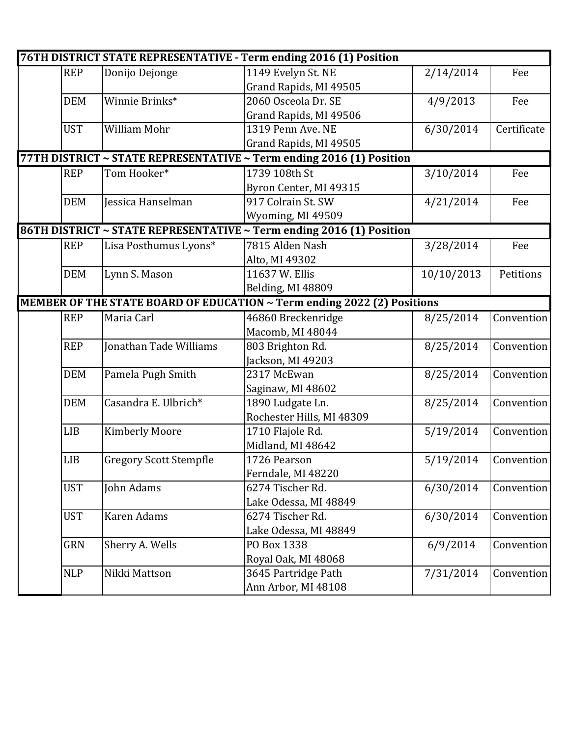| 76TH DISTRICT STATE REPRESENTATIVE - Term ending 2016 (1) Position | | | | | |
|---|---|---|---|---|---|
| | REP | Donijo Dejonge | 1149 Evelyn St. NE<br>Grand Rapids, MI 49505 | 2/14/2014 | Fee |
| | DEM | Winnie Brinks* | 2060 Osceola Dr. SE<br>Grand Rapids, MI 49506 | 4/9/2013 | Fee |
| | UST | William Mohr | 1319 Penn Ave. NE<br>Grand Rapids, MI 49505 | 6/30/2014 | Certificate |
| **77TH DISTRICT ~ STATE REPRESENTATIVE ~ Term ending 2016 (1) Position** | | | | | |
| | REP | Tom Hooker* | 1739 108th St<br>Byron Center, MI 49315 | 3/10/2014 | Fee |
| | DEM | Jessica Hanselman | 917 Colrain St. SW<br>Wyoming, MI 49509 | 4/21/2014 | Fee |
| **86TH DISTRICT ~ STATE REPRESENTATIVE ~ Term ending 2016 (1) Position** | | | | | |
| | REP | Lisa Posthumus Lyons* | 7815 Alden Nash<br>Alto, MI 49302 | 3/28/2014 | Fee |
| | DEM | Lynn S. Mason | 11637 W. Ellis<br>Belding, MI 48809 | 10/10/2013 | Petitions |
| **MEMBER OF THE STATE BOARD OF EDUCATION ~ Term ending 2022 (2) Positions** | | | | | |
| | REP | Maria Carl | 46860 Breckenridge<br>Macomb, MI 48044 | 8/25/2014 | Convention |
| | REP | Jonathan Tade Williams | 803 Brighton Rd.<br>Jackson, MI 49203 | 8/25/2014 | Convention |
| | DEM | Pamela Pugh Smith | 2317 McEwan<br>Saginaw, MI 48602 | 8/25/2014 | Convention |
| | DEM | Casandra E. Ulbrich* | 1890 Ludgate Ln.<br>Rochester Hills, MI 48309 | 8/25/2014 | Convention |
| | LIB | Kimberly Moore | 1710 Flajole Rd.<br>Midland, MI 48642 | 5/19/2014 | Convention |
| | LIB | Gregory Scott Stempfle | 1726 Pearson<br>Ferndale, MI 48220 | 5/19/2014 | Convention |
| | UST | John Adams | 6274 Tischer Rd.<br>Lake Odessa, MI 48849 | 6/30/2014 | Convention |
| | UST | Karen Adams | 6274 Tischer Rd.<br>Lake Odessa, MI 48849 | 6/30/2014 | Convention |
| | GRN | Sherry A. Wells | PO Box 1338<br>Royal Oak, MI 48068 | 6/9/2014 | Convention |
| | NLP | Nikki Mattson | 3645 Partridge Path<br>Ann Arbor, MI 48108 | 7/31/2014 | Convention |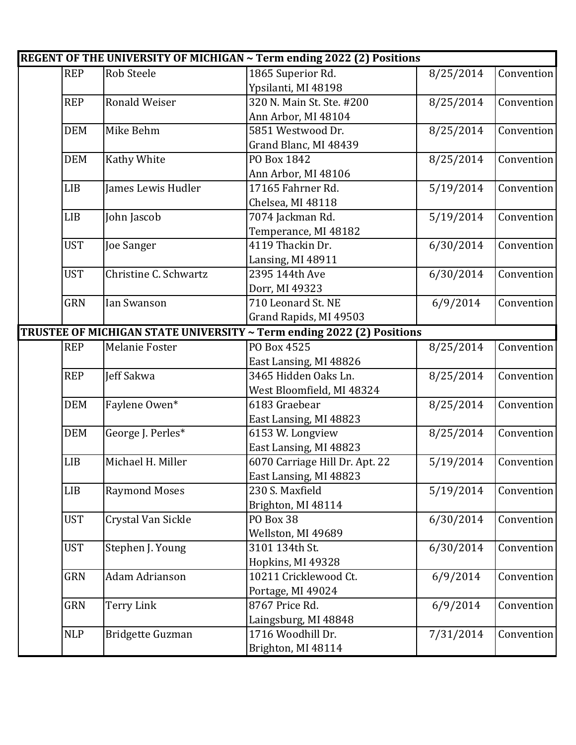| REGENT OF THE UNIVERSITY OF MICHIGAN ~ Term ending 2022 (2) Positions | | | | | |
|---|---|---|---|---|---|
| | REP | Rob Steele | 1865 Superior Rd.<br>Ypsilanti, MI 48198 | 8/25/2014 | Convention |
| | REP | Ronald Weiser | 320 N. Main St. Ste. #200<br>Ann Arbor, MI 48104 | 8/25/2014 | Convention |
| | DEM | Mike Behm | 5851 Westwood Dr.<br>Grand Blanc, MI 48439 | 8/25/2014 | Convention |
| | DEM | Kathy White | PO Box 1842<br>Ann Arbor, MI 48106 | 8/25/2014 | Convention |
| | LIB | James Lewis Hudler | 17165 Fahrner Rd.<br>Chelsea, MI 48118 | 5/19/2014 | Convention |
| | LIB | John Jascob | 7074 Jackman Rd.<br>Temperance, MI 48182 | 5/19/2014 | Convention |
| | UST | Joe Sanger | 4119 Thackin Dr.<br>Lansing, MI 48911 | 6/30/2014 | Convention |
| | UST | Christine C. Schwartz | 2395 144th Ave<br>Dorr, MI 49323 | 6/30/2014 | Convention |
| | GRN | Ian Swanson | 710 Leonard St. NE<br>Grand Rapids, MI 49503 | 6/9/2014 | Convention |

| TRUSTEE OF MICHIGAN STATE UNIVERSITY ~ Term ending 2022 (2) Positions | | | | | |
|---|---|---|---|---|---|
| | REP | Melanie Foster | PO Box 4525<br>East Lansing, MI 48826 | 8/25/2014 | Convention |
| | REP | Jeff Sakwa | 3465 Hidden Oaks Ln.<br>West Bloomfield, MI 48324 | 8/25/2014 | Convention |
| | DEM | Faylene Owen* | 6183 Graebear<br>East Lansing, MI 48823 | 8/25/2014 | Convention |
| | DEM | George J. Perles* | 6153 W. Longview<br>East Lansing, MI 48823 | 8/25/2014 | Convention |
| | LIB | Michael H. Miller | 6070 Carriage Hill Dr. Apt. 22<br>East Lansing, MI 48823 | 5/19/2014 | Convention |
| | LIB | Raymond Moses | 230 S. Maxfield<br>Brighton, MI 48114 | 5/19/2014 | Convention |
| | UST | Crystal Van Sickle | PO Box 38<br>Wellston, MI 49689 | 6/30/2014 | Convention |
| | UST | Stephen J. Young | 3101 134th St.<br>Hopkins, MI 49328 | 6/30/2014 | Convention |
| | GRN | Adam Adrianson | 10211 Cricklewood Ct.<br>Portage, MI 49024 | 6/9/2014 | Convention |
| | GRN | Terry Link | 8767 Price Rd.<br>Laingsburg, MI 48848 | 6/9/2014 | Convention |
| | NLP | Bridgette Guzman | 1716 Woodhill Dr.<br>Brighton, MI 48114 | 7/31/2014 | Convention |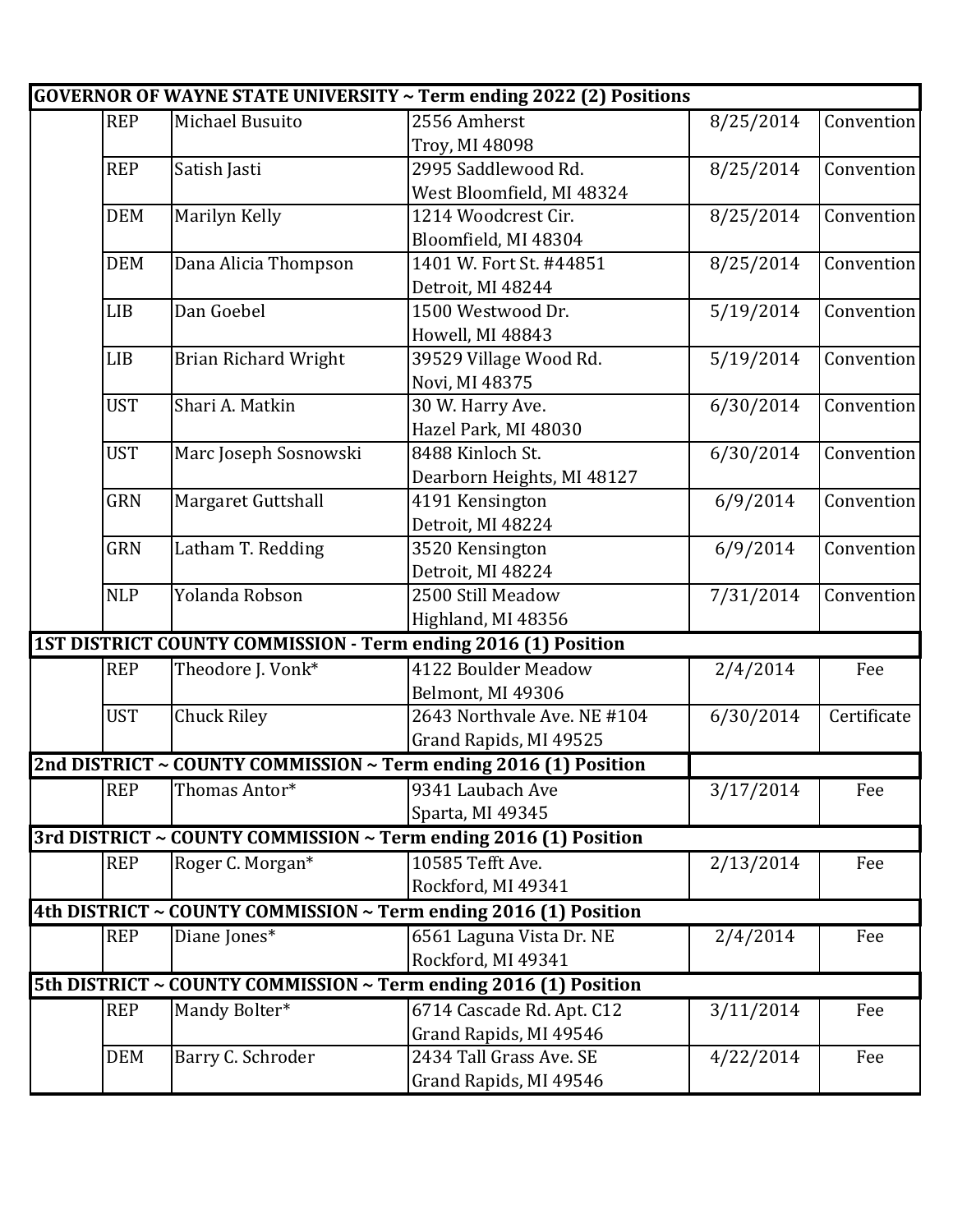| | | | | | |
|---|---|---|---|---|---|
| **GOVERNOR OF WAYNE STATE UNIVERSITY ~ Term ending 2022 (2) Positions** | | | | | |
| | REP | Michael Busuito | 2556 Amherst<br>Troy, MI 48098 | 8/25/2014 | Convention |
| | REP | Satish Jasti | 2995 Saddlewood Rd.<br>West Bloomfield, MI 48324 | 8/25/2014 | Convention |
| | DEM | Marilyn Kelly | 1214 Woodcrest Cir.<br>Bloomfield, MI 48304 | 8/25/2014 | Convention |
| | DEM | Dana Alicia Thompson | 1401 W. Fort St. #44851<br>Detroit, MI 48244 | 8/25/2014 | Convention |
| | LIB | Dan Goebel | 1500 Westwood Dr.<br>Howell, MI 48843 | 5/19/2014 | Convention |
| | LIB | Brian Richard Wright | 39529 Village Wood Rd.<br>Novi, MI 48375 | 5/19/2014 | Convention |
| | UST | Shari A. Matkin | 30 W. Harry Ave.<br>Hazel Park, MI 48030 | 6/30/2014 | Convention |
| | UST | Marc Joseph Sosnowski | 8488 Kinloch St.<br>Dearborn Heights, MI 48127 | 6/30/2014 | Convention |
| | GRN | Margaret Guttshall | 4191 Kensington<br>Detroit, MI 48224 | 6/9/2014 | Convention |
| | GRN | Latham T. Redding | 3520 Kensington<br>Detroit, MI 48224 | 6/9/2014 | Convention |
| | NLP | Yolanda Robson | 2500 Still Meadow<br>Highland, MI 48356 | 7/31/2014 | Convention |
| **1ST DISTRICT COUNTY COMMISSION - Term ending 2016 (1) Position** | | | | | |
| | REP | Theodore J. Vonk* | 4122 Boulder Meadow<br>Belmont, MI 49306 | 2/4/2014 | Fee |
| | UST | Chuck Riley | 2643 Northvale Ave. NE #104<br>Grand Rapids, MI 49525 | 6/30/2014 | Certificate |
| **2nd DISTRICT ~ COUNTY COMMISSION ~ Term ending 2016 (1) Position** | | | | | |
| | REP | Thomas Antor* | 9341 Laubach Ave<br>Sparta, MI 49345 | 3/17/2014 | Fee |
| **3rd DISTRICT ~ COUNTY COMMISSION ~ Term ending 2016 (1) Position** | | | | | |
| | REP | Roger C. Morgan* | 10585 Tefft Ave.<br>Rockford, MI 49341 | 2/13/2014 | Fee |
| **4th DISTRICT ~ COUNTY COMMISSION ~ Term ending 2016 (1) Position** | | | | | |
| | REP | Diane Jones* | 6561 Laguna Vista Dr. NE<br>Rockford, MI 49341 | 2/4/2014 | Fee |
| **5th DISTRICT ~ COUNTY COMMISSION ~ Term ending 2016 (1) Position** | | | | | |
| | REP | Mandy Bolter* | 6714 Cascade Rd. Apt. C12<br>Grand Rapids, MI 49546 | 3/11/2014 | Fee |
| | DEM | Barry C. Schroder | 2434 Tall Grass Ave. SE<br>Grand Rapids, MI 49546 | 4/22/2014 | Fee |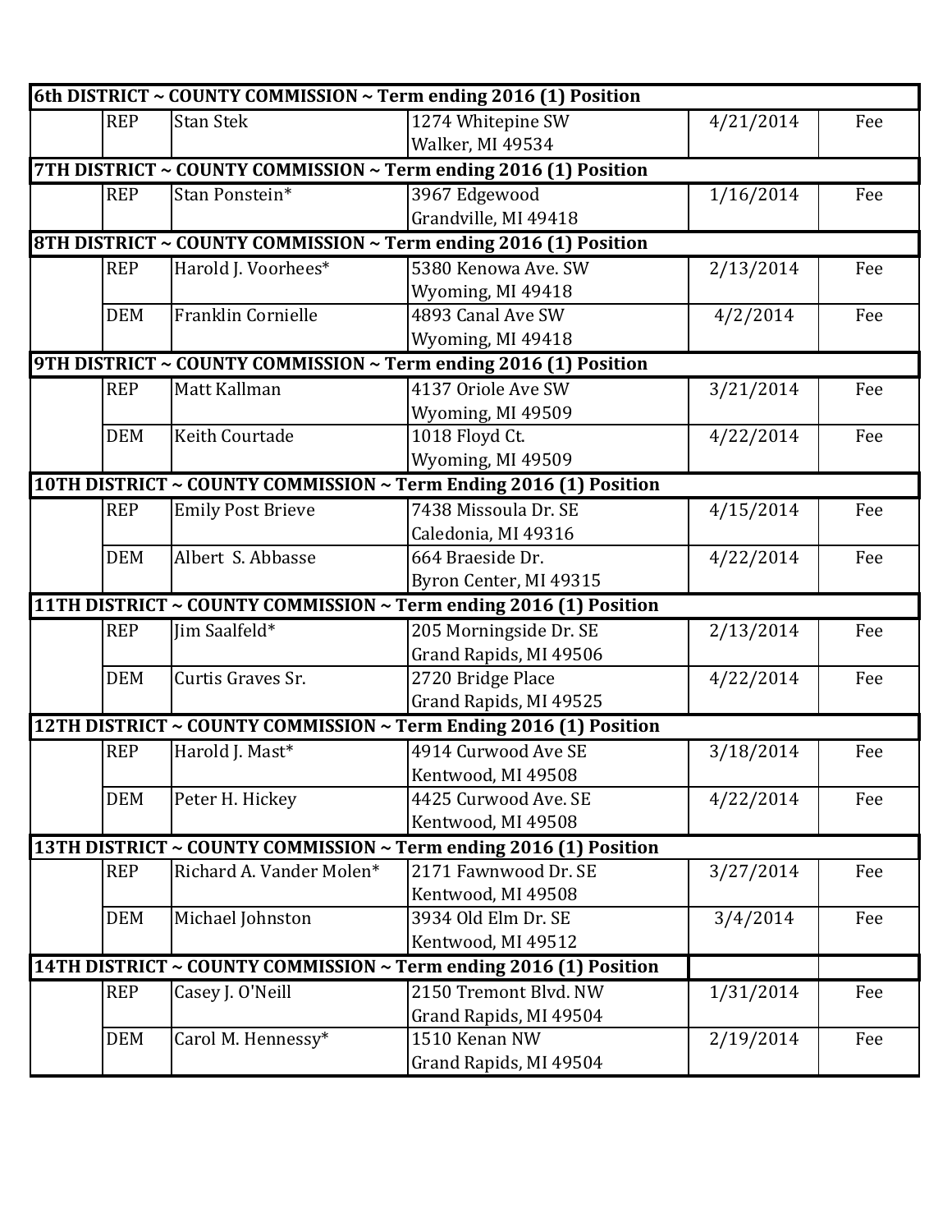| | | | | | |
|---|---|---|---|---|---|
| **6th DISTRICT ~ COUNTY COMMISSION ~ Term ending 2016 (1) Position** | | | | | |
| | REP | Stan Stek | 1274 Whitepine SW<br>Walker, MI 49534 | 4/21/2014 | Fee |
| **7TH DISTRICT ~ COUNTY COMMISSION ~ Term ending 2016 (1) Position** | | | | | |
| | REP | Stan Ponstein* | 3967 Edgewood<br>Grandville, MI 49418 | 1/16/2014 | Fee |
| **8TH DISTRICT ~ COUNTY COMMISSION ~ Term ending 2016 (1) Position** | | | | | |
| | REP | Harold J. Voorhees* | 5380 Kenowa Ave. SW<br>Wyoming, MI 49418 | 2/13/2014 | Fee |
| | DEM | Franklin Cornielle | 4893 Canal Ave SW<br>Wyoming, MI 49418 | 4/2/2014 | Fee |
| **9TH DISTRICT ~ COUNTY COMMISSION ~ Term ending 2016 (1) Position** | | | | | |
| | REP | Matt Kallman | 4137 Oriole Ave SW<br>Wyoming, MI 49509 | 3/21/2014 | Fee |
| | DEM | Keith Courtade | 1018 Floyd Ct.<br>Wyoming, MI 49509 | 4/22/2014 | Fee |
| **10TH DISTRICT ~ COUNTY COMMISSION ~ Term Ending 2016 (1) Position** | | | | | |
| | REP | Emily Post Brieve | 7438 Missoula Dr. SE<br>Caledonia, MI 49316 | 4/15/2014 | Fee |
| | DEM | Albert S. Abbasse | 664 Braeside Dr.<br>Byron Center, MI 49315 | 4/22/2014 | Fee |
| **11TH DISTRICT ~ COUNTY COMMISSION ~ Term ending 2016 (1) Position** | | | | | |
| | REP | Jim Saalfeld* | 205 Morningside Dr. SE<br>Grand Rapids, MI 49506 | 2/13/2014 | Fee |
| | DEM | Curtis Graves Sr. | 2720 Bridge Place<br>Grand Rapids, MI 49525 | 4/22/2014 | Fee |
| **12TH DISTRICT ~ COUNTY COMMISSION ~ Term Ending 2016 (1) Position** | | | | | |
| | REP | Harold J. Mast* | 4914 Curwood Ave SE<br>Kentwood, MI 49508 | 3/18/2014 | Fee |
| | DEM | Peter H. Hickey | 4425 Curwood Ave. SE<br>Kentwood, MI 49508 | 4/22/2014 | Fee |
| **13TH DISTRICT ~ COUNTY COMMISSION ~ Term ending 2016 (1) Position** | | | | | |
| | REP | Richard A. Vander Molen* | 2171 Fawnwood Dr. SE<br>Kentwood, MI 49508 | 3/27/2014 | Fee |
| | DEM | Michael Johnston | 3934 Old Elm Dr. SE<br>Kentwood, MI 49512 | 3/4/2014 | Fee |
| **14TH DISTRICT ~ COUNTY COMMISSION ~ Term ending 2016 (1) Position** | | | | | |
| | REP | Casey J. O'Neill | 2150 Tremont Blvd. NW<br>Grand Rapids, MI 49504 | 1/31/2014 | Fee |
| | DEM | Carol M. Hennessy* | 1510 Kenan NW<br>Grand Rapids, MI 49504 | 2/19/2014 | Fee |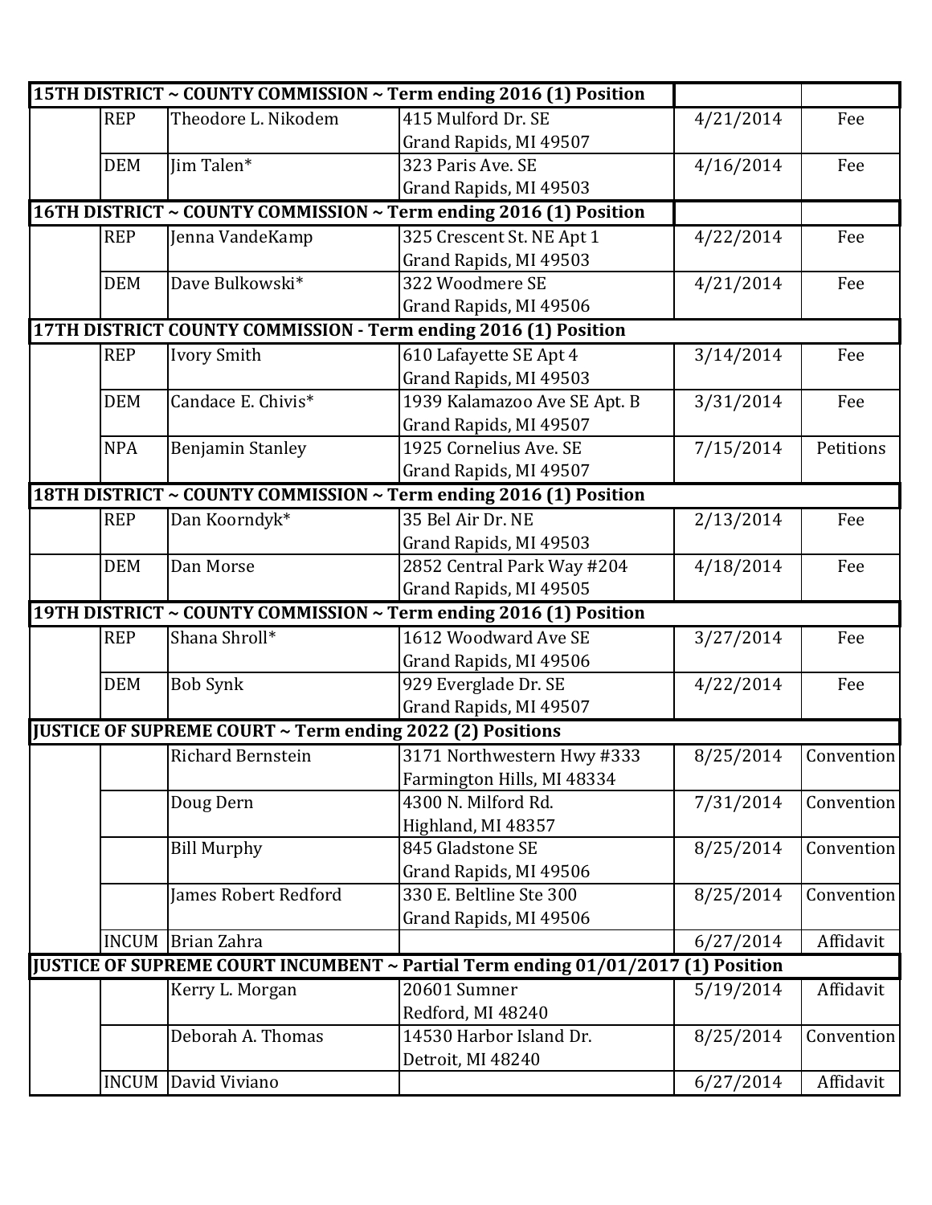| | | | | | |
|---|---|---|---|---|---|
| **15TH DISTRICT ~ COUNTY COMMISSION ~ Term ending 2016 (1) Position** | | | | | |
| | REP | Theodore L. Nikodem | 415 Mulford Dr. SE<br>Grand Rapids, MI 49507 | 4/21/2014 | Fee |
| | DEM | Jim Talen* | 323 Paris Ave. SE<br>Grand Rapids, MI 49503 | 4/16/2014 | Fee |
| **16TH DISTRICT ~ COUNTY COMMISSION ~ Term ending 2016 (1) Position** | | | | | |
| | REP | Jenna VandeKamp | 325 Crescent St. NE Apt 1<br>Grand Rapids, MI 49503 | 4/22/2014 | Fee |
| | DEM | Dave Bulkowski* | 322 Woodmere SE<br>Grand Rapids, MI 49506 | 4/21/2014 | Fee |
| **17TH DISTRICT COUNTY COMMISSION - Term ending 2016 (1) Position** | | | | | |
| | REP | Ivory Smith | 610 Lafayette SE Apt 4<br>Grand Rapids, MI 49503 | 3/14/2014 | Fee |
| | DEM | Candace E. Chivis* | 1939 Kalamazoo Ave SE Apt. B<br>Grand Rapids, MI 49507 | 3/31/2014 | Fee |
| | NPA | Benjamin Stanley | 1925 Cornelius Ave. SE<br>Grand Rapids, MI 49507 | 7/15/2014 | Petitions |
| **18TH DISTRICT ~ COUNTY COMMISSION ~ Term ending 2016 (1) Position** | | | | | |
| | REP | Dan Koorndyk* | 35 Bel Air Dr. NE<br>Grand Rapids, MI 49503 | 2/13/2014 | Fee |
| | DEM | Dan Morse | 2852 Central Park Way #204<br>Grand Rapids, MI 49505 | 4/18/2014 | Fee |
| **19TH DISTRICT ~ COUNTY COMMISSION ~ Term ending 2016 (1) Position** | | | | | |
| | REP | Shana Shroll* | 1612 Woodward Ave SE<br>Grand Rapids, MI 49506 | 3/27/2014 | Fee |
| | DEM | Bob Synk | 929 Everglade Dr. SE<br>Grand Rapids, MI 49507 | 4/22/2014 | Fee |
| **JUSTICE OF SUPREME COURT ~ Term ending 2022 (2) Positions** | | | | | |
| | | Richard Bernstein | 3171 Northwestern Hwy #333<br>Farmington Hills, MI 48334 | 8/25/2014 | Convention |
| | | Doug Dern | 4300 N. Milford Rd.<br>Highland, MI 48357 | 7/31/2014 | Convention |
| | | Bill Murphy | 845 Gladstone SE<br>Grand Rapids, MI 49506 | 8/25/2014 | Convention |
| | | James Robert Redford | 330 E. Beltline Ste 300<br>Grand Rapids, MI 49506 | 8/25/2014 | Convention |
| | INCUM | Brian Zahra | | 6/27/2014 | Affidavit |
| **JUSTICE OF SUPREME COURT INCUMBENT ~ Partial Term ending 01/01/2017 (1) Position** | | | | | |
| | | Kerry L. Morgan | 20601 Sumner<br>Redford, MI 48240 | 5/19/2014 | Affidavit |
| | | Deborah A. Thomas | 14530 Harbor Island Dr.<br>Detroit, MI 48240 | 8/25/2014 | Convention |
| | INCUM | David Viviano | | 6/27/2014 | Affidavit |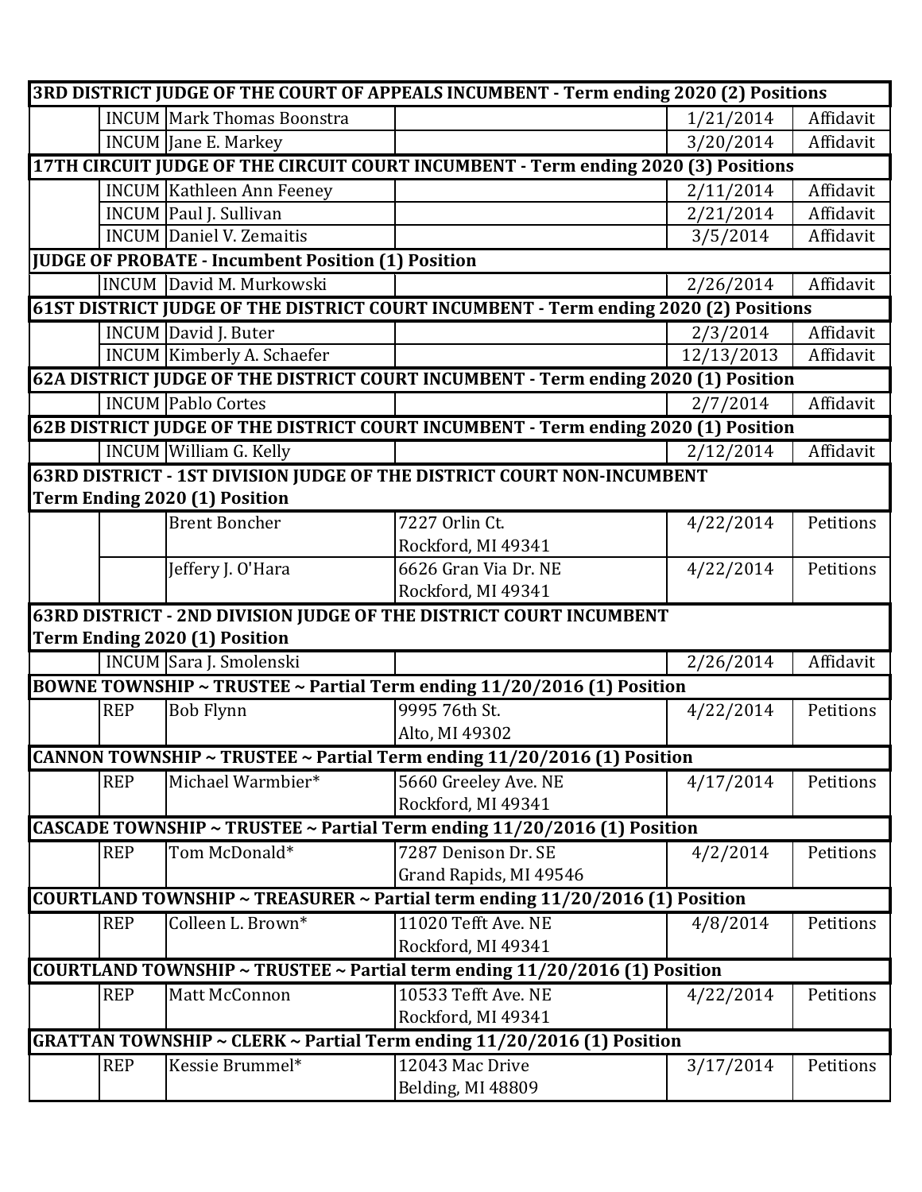| | | | | | |
|---|---|---|---|---|---|
| **3RD DISTRICT JUDGE OF THE COURT OF APPEALS INCUMBENT - Term ending 2020 (2) Positions** | | | | | |
| | INCUM | Mark Thomas Boonstra | | 1/21/2014 | Affidavit |
| | INCUM | Jane E. Markey | | 3/20/2014 | Affidavit |
| **17TH CIRCUIT JUDGE OF THE CIRCUIT COURT INCUMBENT - Term ending 2020 (3) Positions** | | | | | |
| | INCUM | Kathleen Ann Feeney | | 2/11/2014 | Affidavit |
| | INCUM | Paul J. Sullivan | | 2/21/2014 | Affidavit |
| | INCUM | Daniel V. Zemaitis | | 3/5/2014 | Affidavit |
| **JUDGE OF PROBATE - Incumbent Position (1) Position** | | | | | |
| | INCUM | David M. Murkowski | | 2/26/2014 | Affidavit |
| **61ST DISTRICT JUDGE OF THE DISTRICT COURT INCUMBENT - Term ending 2020 (2) Positions** | | | | | |
| | INCUM | David J. Buter | | 2/3/2014 | Affidavit |
| | INCUM | Kimberly A. Schaefer | | 12/13/2013 | Affidavit |
| **62A DISTRICT JUDGE OF THE DISTRICT COURT INCUMBENT - Term ending 2020 (1) Position** | | | | | |
| | INCUM | Pablo Cortes | | 2/7/2014 | Affidavit |
| **62B DISTRICT JUDGE OF THE DISTRICT COURT INCUMBENT - Term ending 2020 (1) Position** | | | | | |
| | INCUM | William G. Kelly | | 2/12/2014 | Affidavit |
| **63RD DISTRICT - 1ST DIVISION JUDGE OF THE DISTRICT COURT NON-INCUMBENT Term Ending 2020 (1) Position** | | | | | |
| | | Brent Boncher | 7227 Orlin Ct. Rockford, MI 49341 | 4/22/2014 | Petitions |
| | | Jeffery J. O'Hara | 6626 Gran Via Dr. NE Rockford, MI 49341 | 4/22/2014 | Petitions |
| **63RD DISTRICT - 2ND DIVISION JUDGE OF THE DISTRICT COURT INCUMBENT Term Ending 2020 (1) Position** | | | | | |
| | INCUM | Sara J. Smolenski | | 2/26/2014 | Affidavit |
| **BOWNE TOWNSHIP ~ TRUSTEE ~ Partial Term ending 11/20/2016 (1) Position** | | | | | |
| | REP | Bob Flynn | 9995 76th St. Alto, MI 49302 | 4/22/2014 | Petitions |
| **CANNON TOWNSHIP ~ TRUSTEE ~ Partial Term ending 11/20/2016 (1) Position** | | | | | |
| | REP | Michael Warmbier* | 5660 Greeley Ave. NE Rockford, MI 49341 | 4/17/2014 | Petitions |
| **CASCADE TOWNSHIP ~ TRUSTEE ~ Partial Term ending 11/20/2016 (1) Position** | | | | | |
| | REP | Tom McDonald* | 7287 Denison Dr. SE Grand Rapids, MI 49546 | 4/2/2014 | Petitions |
| **COURTLAND TOWNSHIP ~ TREASURER ~ Partial term ending 11/20/2016 (1) Position** | | | | | |
| | REP | Colleen L. Brown* | 11020 Tefft Ave. NE Rockford, MI 49341 | 4/8/2014 | Petitions |
| **COURTLAND TOWNSHIP ~ TRUSTEE ~ Partial term ending 11/20/2016 (1) Position** | | | | | |
| | REP | Matt McConnon | 10533 Tefft Ave. NE Rockford, MI 49341 | 4/22/2014 | Petitions |
| **GRATTAN TOWNSHIP ~ CLERK ~ Partial Term ending 11/20/2016 (1) Position** | | | | | |
| | REP | Kessie Brummel* | 12043 Mac Drive Belding, MI 48809 | 3/17/2014 | Petitions |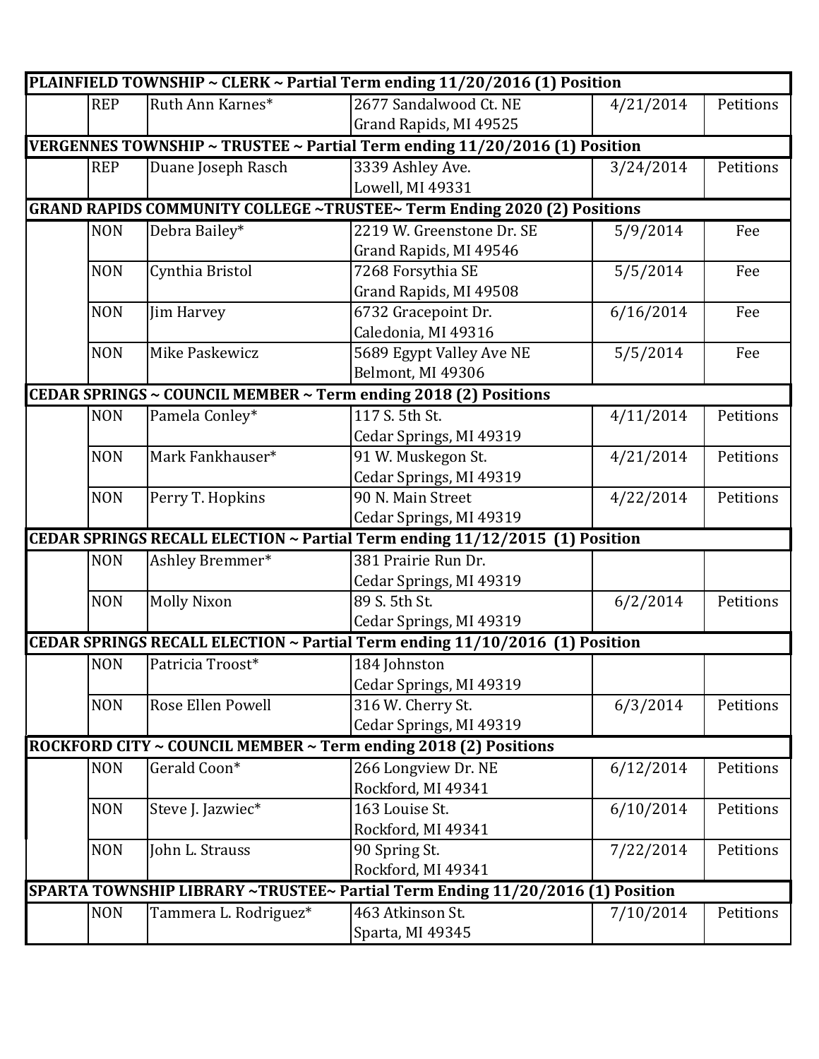| | | | | | |
|---|---|---|---|---|---|
| **PLAINFIELD TOWNSHIP ~ CLERK ~ Partial Term ending 11/20/2016 (1) Position** | | | | | |
| | REP | Ruth Ann Karnes* | 2677 Sandalwood Ct. NE<br>Grand Rapids, MI 49525 | 4/21/2014 | Petitions |
| **VERGENNES TOWNSHIP ~ TRUSTEE ~ Partial Term ending 11/20/2016 (1) Position** | | | | | |
| | REP | Duane Joseph Rasch | 3339 Ashley Ave.<br>Lowell, MI 49331 | 3/24/2014 | Petitions |
| **GRAND RAPIDS COMMUNITY COLLEGE ~TRUSTEE~ Term Ending 2020 (2) Positions** | | | | | |
| | NON | Debra Bailey* | 2219 W. Greenstone Dr. SE<br>Grand Rapids, MI 49546 | 5/9/2014 | Fee |
| | NON | Cynthia Bristol | 7268 Forsythia SE<br>Grand Rapids, MI 49508 | 5/5/2014 | Fee |
| | NON | Jim Harvey | 6732 Gracepoint Dr.<br>Caledonia, MI 49316 | 6/16/2014 | Fee |
| | NON | Mike Paskewicz | 5689 Egypt Valley Ave NE<br>Belmont, MI 49306 | 5/5/2014 | Fee |
| **CEDAR SPRINGS ~ COUNCIL MEMBER ~ Term ending 2018 (2) Positions** | | | | | |
| | NON | Pamela Conley* | 117 S. 5th St.<br>Cedar Springs, MI 49319 | 4/11/2014 | Petitions |
| | NON | Mark Fankhauser* | 91 W. Muskegon St.<br>Cedar Springs, MI 49319 | 4/21/2014 | Petitions |
| | NON | Perry T. Hopkins | 90 N. Main Street<br>Cedar Springs, MI 49319 | 4/22/2014 | Petitions |
| **CEDAR SPRINGS RECALL ELECTION ~ Partial Term ending 11/12/2015 (1) Position** | | | | | |
| | NON | Ashley Bremmer* | 381 Prairie Run Dr.<br>Cedar Springs, MI 49319 | | |
| | NON | Molly Nixon | 89 S. 5th St.<br>Cedar Springs, MI 49319 | 6/2/2014 | Petitions |
| **CEDAR SPRINGS RECALL ELECTION ~ Partial Term ending 11/10/2016 (1) Position** | | | | | |
| | NON | Patricia Troost* | 184 Johnston<br>Cedar Springs, MI 49319 | | |
| | NON | Rose Ellen Powell | 316 W. Cherry St.<br>Cedar Springs, MI 49319 | 6/3/2014 | Petitions |
| **ROCKFORD CITY ~ COUNCIL MEMBER ~ Term ending 2018 (2) Positions** | | | | | |
| | NON | Gerald Coon* | 266 Longview Dr. NE<br>Rockford, MI 49341 | 6/12/2014 | Petitions |
| | NON | Steve J. Jazwiec* | 163 Louise St.<br>Rockford, MI 49341 | 6/10/2014 | Petitions |
| | NON | John L. Strauss | 90 Spring St.<br>Rockford, MI 49341 | 7/22/2014 | Petitions |
| **SPARTA TOWNSHIP LIBRARY ~TRUSTEE~ Partial Term Ending 11/20/2016 (1) Position** | | | | | |
| | NON | Tammera L. Rodriguez* | 463 Atkinson St.<br>Sparta, MI 49345 | 7/10/2014 | Petitions |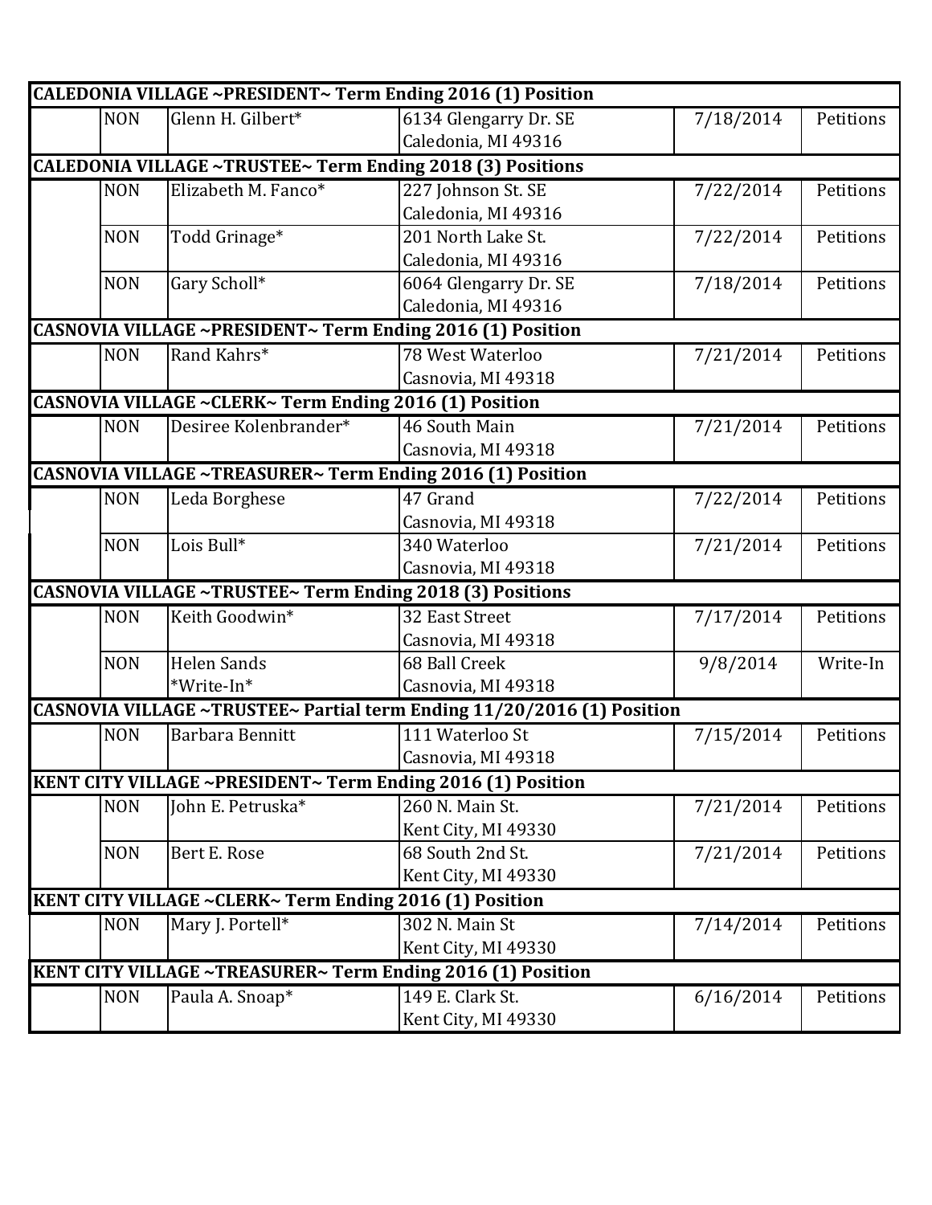| | | | | | |
|---|---|---|---|---|---|
| **CALEDONIA VILLAGE ~PRESIDENT~ Term Ending 2016 (1) Position** | | | | | |
| | NON | Glenn H. Gilbert* | 6134 Glengarry Dr. SE<br>Caledonia, MI 49316 | 7/18/2014 | Petitions |
| **CALEDONIA VILLAGE ~TRUSTEE~ Term Ending 2018 (3) Positions** | | | | | |
| | NON | Elizabeth M. Fanco* | 227 Johnson St. SE<br>Caledonia, MI 49316 | 7/22/2014 | Petitions |
| | NON | Todd Grinage* | 201 North Lake St.<br>Caledonia, MI 49316 | 7/22/2014 | Petitions |
| | NON | Gary Scholl* | 6064 Glengarry Dr. SE<br>Caledonia, MI 49316 | 7/18/2014 | Petitions |
| **CASNOVIA VILLAGE ~PRESIDENT~ Term Ending 2016 (1) Position** | | | | | |
| | NON | Rand Kahrs* | 78 West Waterloo<br>Casnovia, MI 49318 | 7/21/2014 | Petitions |
| **CASNOVIA VILLAGE ~CLERK~ Term Ending 2016 (1) Position** | | | | | |
| | NON | Desiree Kolenbrander* | 46 South Main<br>Casnovia, MI 49318 | 7/21/2014 | Petitions |
| **CASNOVIA VILLAGE ~TREASURER~ Term Ending 2016 (1) Position** | | | | | |
| | NON | Leda Borghese | 47 Grand<br>Casnovia, MI 49318 | 7/22/2014 | Petitions |
| | NON | Lois Bull* | 340 Waterloo<br>Casnovia, MI 49318 | 7/21/2014 | Petitions |
| **CASNOVIA VILLAGE ~TRUSTEE~ Term Ending 2018 (3) Positions** | | | | | |
| | NON | Keith Goodwin* | 32 East Street<br>Casnovia, MI 49318 | 7/17/2014 | Petitions |
| | NON | Helen Sands<br>*Write-In* | 68 Ball Creek<br>Casnovia, MI 49318 | 9/8/2014 | Write-In |
| **CASNOVIA VILLAGE ~TRUSTEE~ Partial term Ending 11/20/2016 (1) Position** | | | | | |
| | NON | Barbara Bennitt | 111 Waterloo St<br>Casnovia, MI 49318 | 7/15/2014 | Petitions |
| **KENT CITY VILLAGE ~PRESIDENT~ Term Ending 2016 (1) Position** | | | | | |
| | NON | John E. Petruska* | 260 N. Main St.<br>Kent City, MI 49330 | 7/21/2014 | Petitions |
| | NON | Bert E. Rose | 68 South 2nd St.<br>Kent City, MI 49330 | 7/21/2014 | Petitions |
| **KENT CITY VILLAGE ~CLERK~ Term Ending 2016 (1) Position** | | | | | |
| | NON | Mary J. Portell* | 302 N. Main St<br>Kent City, MI 49330 | 7/14/2014 | Petitions |
| **KENT CITY VILLAGE ~TREASURER~ Term Ending 2016 (1) Position** | | | | | |
| | NON | Paula A. Snoap* | 149 E. Clark St.<br>Kent City, MI 49330 | 6/16/2014 | Petitions |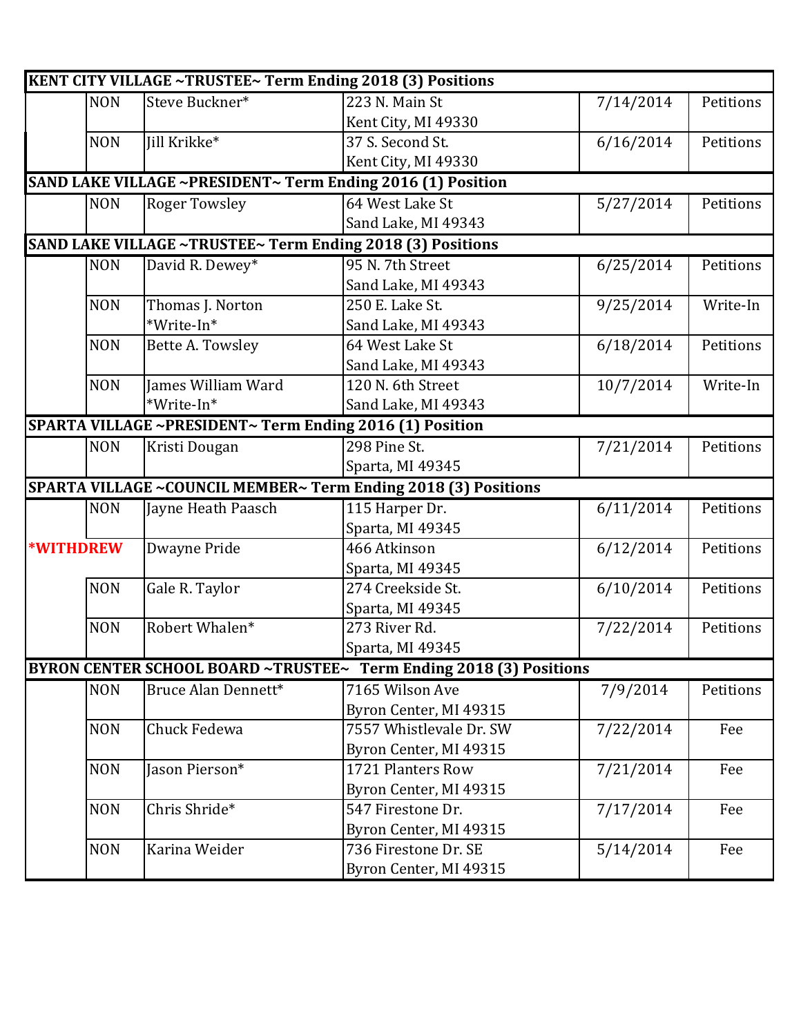| KENT CITY VILLAGE ~TRUSTEE~ Term Ending 2018 (3) Positions | | | | | |
|---|---|---|---|---|---|
| | NON | Steve Buckner* | 223 N. Main St<br>Kent City, MI 49330 | 7/14/2014 | Petitions |
| | NON | Jill Krikke* | 37 S. Second St.<br>Kent City, MI 49330 | 6/16/2014 | Petitions |
| **SAND LAKE VILLAGE ~PRESIDENT~ Term Ending 2016 (1) Position** | | | | | |
| | NON | Roger Towsley | 64 West Lake St<br>Sand Lake, MI 49343 | 5/27/2014 | Petitions |
| **SAND LAKE VILLAGE ~TRUSTEE~ Term Ending 2018 (3) Positions** | | | | | |
| | NON | David R. Dewey* | 95 N. 7th Street<br>Sand Lake, MI 49343 | 6/25/2014 | Petitions |
| | NON | Thomas J. Norton *Write-In* | 250 E. Lake St.<br>Sand Lake, MI 49343 | 9/25/2014 | Write-In |
| | NON | Bette A. Towsley | 64 West Lake St<br>Sand Lake, MI 49343 | 6/18/2014 | Petitions |
| | NON | James William Ward *Write-In* | 120 N. 6th Street<br>Sand Lake, MI 49343 | 10/7/2014 | Write-In |
| **SPARTA VILLAGE ~PRESIDENT~ Term Ending 2016 (1) Position** | | | | | |
| | NON | Kristi Dougan | 298 Pine St.<br>Sparta, MI 49345 | 7/21/2014 | Petitions |
| **SPARTA VILLAGE ~COUNCIL MEMBER~ Term Ending 2018 (3) Positions** | | | | | |
| | NON | Jayne Heath Paasch | 115 Harper Dr.<br>Sparta, MI 49345 | 6/11/2014 | Petitions |
| *WITHDREW | | Dwayne Pride | 466 Atkinson<br>Sparta, MI 49345 | 6/12/2014 | Petitions |
| | NON | Gale R. Taylor | 274 Creekside St.<br>Sparta, MI 49345 | 6/10/2014 | Petitions |
| | NON | Robert Whalen* | 273 River Rd.<br>Sparta, MI 49345 | 7/22/2014 | Petitions |
| **BYRON CENTER SCHOOL BOARD ~TRUSTEE~ Term Ending 2018 (3) Positions** | | | | | |
| | NON | Bruce Alan Dennett* | 7165 Wilson Ave<br>Byron Center, MI 49315 | 7/9/2014 | Petitions |
| | NON | Chuck Fedewa | 7557 Whistlevale Dr. SW<br>Byron Center, MI 49315 | 7/22/2014 | Fee |
| | NON | Jason Pierson* | 1721 Planters Row<br>Byron Center, MI 49315 | 7/21/2014 | Fee |
| | NON | Chris Shride* | 547 Firestone Dr.<br>Byron Center, MI 49315 | 7/17/2014 | Fee |
| | NON | Karina Weider | 736 Firestone Dr. SE<br>Byron Center, MI 49315 | 5/14/2014 | Fee |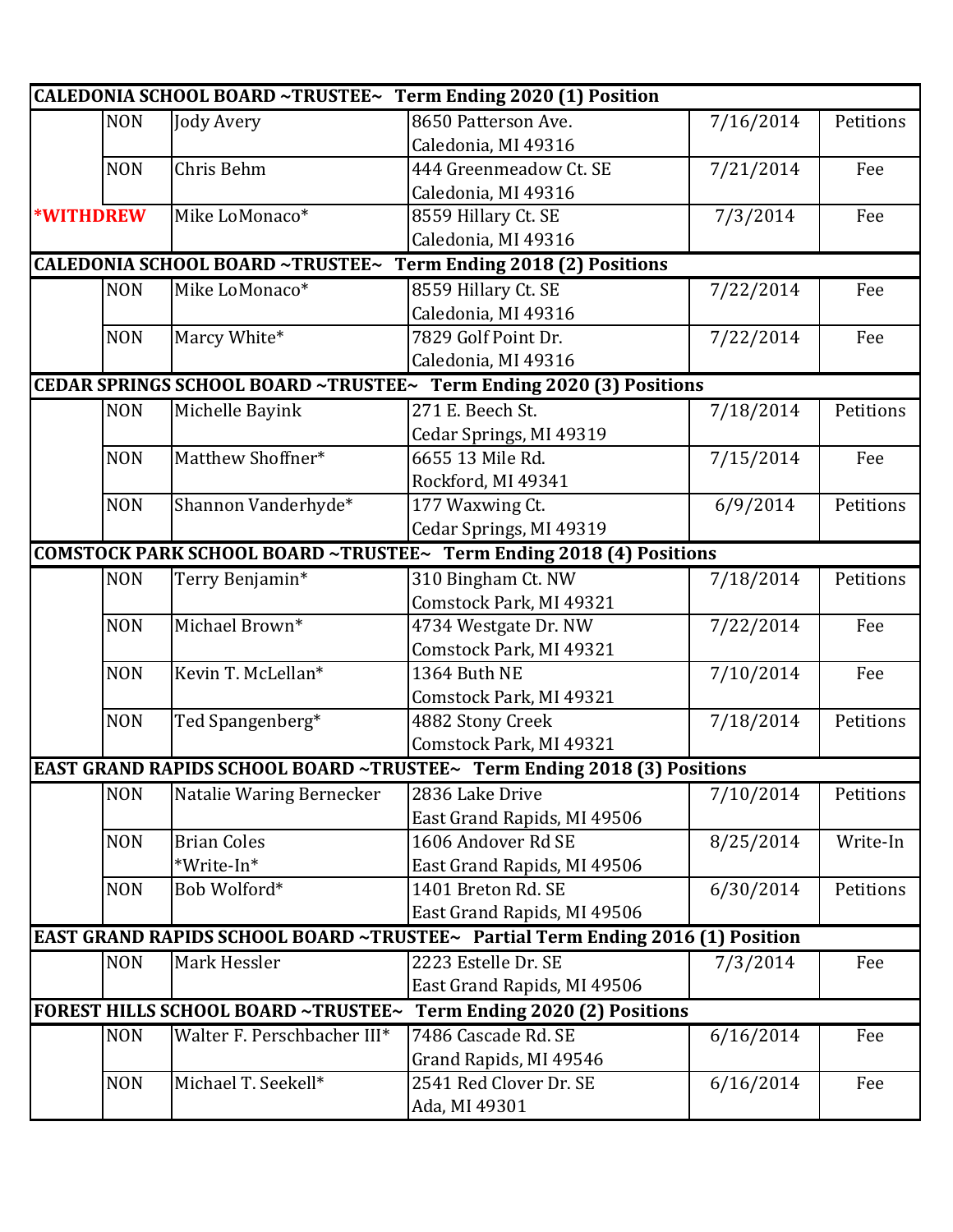| | | | | | |
|---|---|---|---|---|---|
| **CALEDONIA SCHOOL BOARD ~TRUSTEE~ Term Ending 2020 (1) Position** | | | | | |
| | NON | Jody Avery | 8650 Patterson Ave.<br>Caledonia, MI 49316 | 7/16/2014 | Petitions |
| | NON | Chris Behm | 444 Greenmeadow Ct. SE<br>Caledonia, MI 49316 | 7/21/2014 | Fee |
| *WITHDREW | | Mike LoMonaco* | 8559 Hillary Ct. SE<br>Caledonia, MI 49316 | 7/3/2014 | Fee |
| **CALEDONIA SCHOOL BOARD ~TRUSTEE~ Term Ending 2018 (2) Positions** | | | | | |
| | NON | Mike LoMonaco* | 8559 Hillary Ct. SE<br>Caledonia, MI 49316 | 7/22/2014 | Fee |
| | NON | Marcy White* | 7829 Golf Point Dr.<br>Caledonia, MI 49316 | 7/22/2014 | Fee |
| **CEDAR SPRINGS SCHOOL BOARD ~TRUSTEE~ Term Ending 2020 (3) Positions** | | | | | |
| | NON | Michelle Bayink | 271 E. Beech St.<br>Cedar Springs, MI 49319 | 7/18/2014 | Petitions |
| | NON | Matthew Shoffner* | 6655 13 Mile Rd.<br>Rockford, MI 49341 | 7/15/2014 | Fee |
| | NON | Shannon Vanderhyde* | 177 Waxwing Ct.<br>Cedar Springs, MI 49319 | 6/9/2014 | Petitions |
| **COMSTOCK PARK SCHOOL BOARD ~TRUSTEE~ Term Ending 2018 (4) Positions** | | | | | |
| | NON | Terry Benjamin* | 310 Bingham Ct. NW<br>Comstock Park, MI 49321 | 7/18/2014 | Petitions |
| | NON | Michael Brown* | 4734 Westgate Dr. NW<br>Comstock Park, MI 49321 | 7/22/2014 | Fee |
| | NON | Kevin T. McLellan* | 1364 Buth NE<br>Comstock Park, MI 49321 | 7/10/2014 | Fee |
| | NON | Ted Spangenberg* | 4882 Stony Creek<br>Comstock Park, MI 49321 | 7/18/2014 | Petitions |
| **EAST GRAND RAPIDS SCHOOL BOARD ~TRUSTEE~ Term Ending 2018 (3) Positions** | | | | | |
| | NON | Natalie Waring Bernecker | 2836 Lake Drive<br>East Grand Rapids, MI 49506 | 7/10/2014 | Petitions |
| | NON | Brian Coles<br>*Write-In* | 1606 Andover Rd SE<br>East Grand Rapids, MI 49506 | 8/25/2014 | Write-In |
| | NON | Bob Wolford* | 1401 Breton Rd. SE<br>East Grand Rapids, MI 49506 | 6/30/2014 | Petitions |
| **EAST GRAND RAPIDS SCHOOL BOARD ~TRUSTEE~ Partial Term Ending 2016 (1) Position** | | | | | |
| | NON | Mark Hessler | 2223 Estelle Dr. SE<br>East Grand Rapids, MI 49506 | 7/3/2014 | Fee |
| **FOREST HILLS SCHOOL BOARD ~TRUSTEE~ Term Ending 2020 (2) Positions** | | | | | |
| | NON | Walter F. Perschbacher III* | 7486 Cascade Rd. SE<br>Grand Rapids, MI 49546 | 6/16/2014 | Fee |
| | NON | Michael T. Seekell* | 2541 Red Clover Dr. SE<br>Ada, MI 49301 | 6/16/2014 | Fee |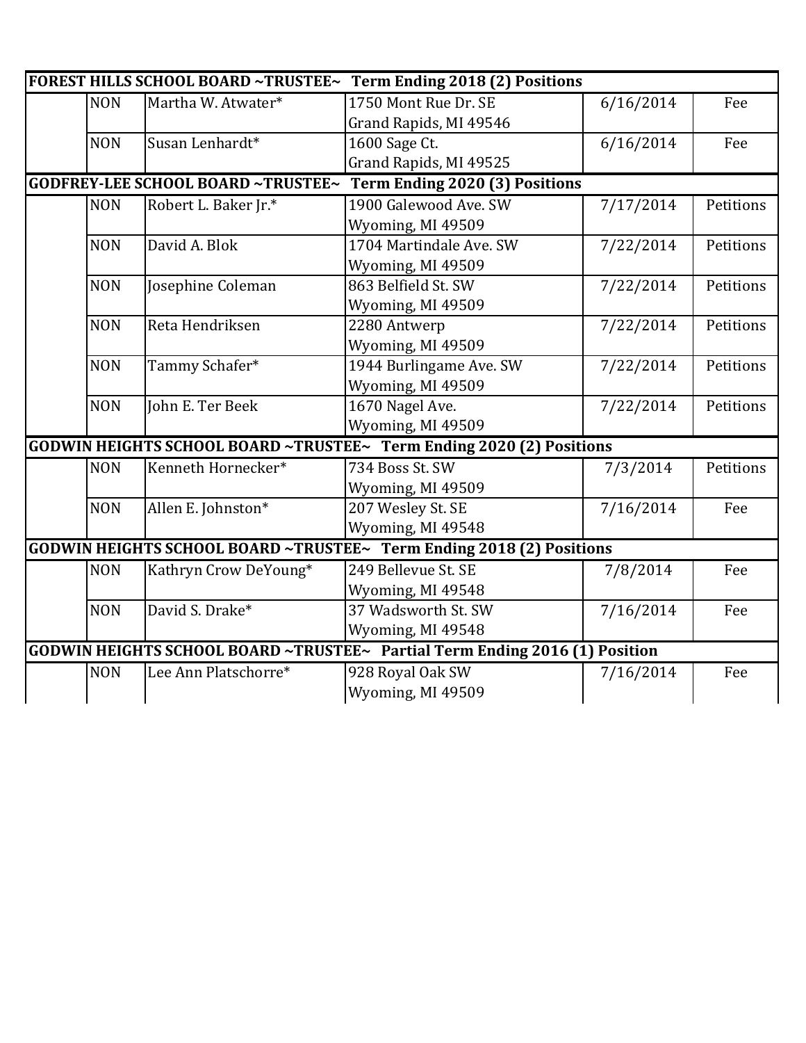| | | | | | |
|---|---|---|---|---|---|
| **FOREST HILLS SCHOOL BOARD ~TRUSTEE~ Term Ending 2018 (2) Positions** | | | | | |
| | NON | Martha W. Atwater* | 1750 Mont Rue Dr. SE<br>Grand Rapids, MI 49546 | 6/16/2014 | Fee |
| | NON | Susan Lenhardt* | 1600 Sage Ct.<br>Grand Rapids, MI 49525 | 6/16/2014 | Fee |
| **GODFREY-LEE SCHOOL BOARD ~TRUSTEE~ Term Ending 2020 (3) Positions** | | | | | |
| | NON | Robert L. Baker Jr.* | 1900 Galewood Ave. SW<br>Wyoming, MI 49509 | 7/17/2014 | Petitions |
| | NON | David A. Blok | 1704 Martindale Ave. SW<br>Wyoming, MI 49509 | 7/22/2014 | Petitions |
| | NON | Josephine Coleman | 863 Belfield St. SW<br>Wyoming, MI 49509 | 7/22/2014 | Petitions |
| | NON | Reta Hendriksen | 2280 Antwerp<br>Wyoming, MI 49509 | 7/22/2014 | Petitions |
| | NON | Tammy Schafer* | 1944 Burlingame Ave. SW<br>Wyoming, MI 49509 | 7/22/2014 | Petitions |
| | NON | John E. Ter Beek | 1670 Nagel Ave.<br>Wyoming, MI 49509 | 7/22/2014 | Petitions |
| **GODWIN HEIGHTS SCHOOL BOARD ~TRUSTEE~ Term Ending 2020 (2) Positions** | | | | | |
| | NON | Kenneth Hornecker* | 734 Boss St. SW<br>Wyoming, MI 49509 | 7/3/2014 | Petitions |
| | NON | Allen E. Johnston* | 207 Wesley St. SE<br>Wyoming, MI 49548 | 7/16/2014 | Fee |
| **GODWIN HEIGHTS SCHOOL BOARD ~TRUSTEE~ Term Ending 2018 (2) Positions** | | | | | |
| | NON | Kathryn Crow DeYoung* | 249 Bellevue St. SE<br>Wyoming, MI 49548 | 7/8/2014 | Fee |
| | NON | David S. Drake* | 37 Wadsworth St. SW<br>Wyoming, MI 49548 | 7/16/2014 | Fee |
| **GODWIN HEIGHTS SCHOOL BOARD ~TRUSTEE~ Partial Term Ending 2016 (1) Position** | | | | | |
| | NON | Lee Ann Platschorre* | 928 Royal Oak SW<br>Wyoming, MI 49509 | 7/16/2014 | Fee |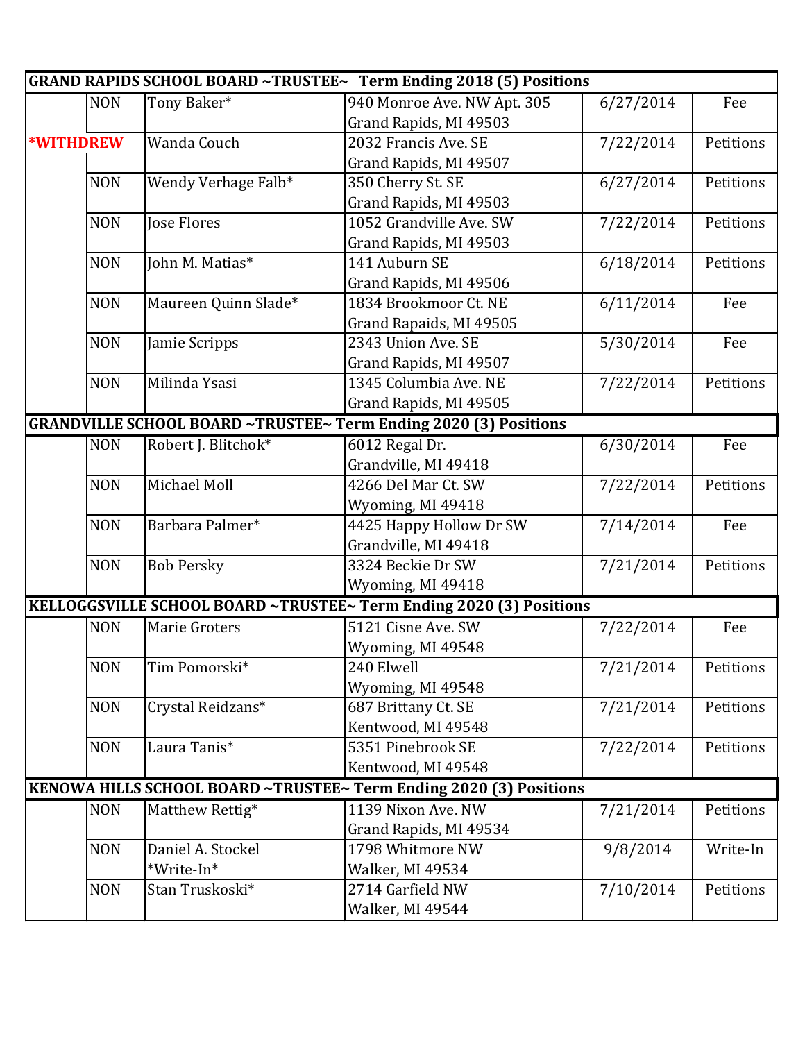| GRAND RAPIDS SCHOOL BOARD ~TRUSTEE~ Term Ending 2018 (5) Positions | | | | | |
|---|---|---|---|---|---|
| | NON | Tony Baker* | 940 Monroe Ave. NW Apt. 305<br>Grand Rapids, MI 49503 | 6/27/2014 | Fee |
| *WITHDREW | | Wanda Couch | 2032 Francis Ave. SE<br>Grand Rapids, MI 49507 | 7/22/2014 | Petitions |
| | NON | Wendy Verhage Falb* | 350 Cherry St. SE<br>Grand Rapids, MI 49503 | 6/27/2014 | Petitions |
| | NON | Jose Flores | 1052 Grandville Ave. SW<br>Grand Rapids, MI 49503 | 7/22/2014 | Petitions |
| | NON | John M. Matias* | 141 Auburn SE<br>Grand Rapids, MI 49506 | 6/18/2014 | Petitions |
| | NON | Maureen Quinn Slade* | 1834 Brookmoor Ct. NE<br>Grand Rapaids, MI 49505 | 6/11/2014 | Fee |
| | NON | Jamie Scripps | 2343 Union Ave. SE<br>Grand Rapids, MI 49507 | 5/30/2014 | Fee |
| | NON | Milinda Ysasi | 1345 Columbia Ave. NE<br>Grand Rapids, MI 49505 | 7/22/2014 | Petitions |
| **GRANDVILLE SCHOOL BOARD ~TRUSTEE~ Term Ending 2020 (3) Positions** | | | | | |
| | NON | Robert J. Blitchok* | 6012 Regal Dr.<br>Grandville, MI 49418 | 6/30/2014 | Fee |
| | NON | Michael Moll | 4266 Del Mar Ct. SW<br>Wyoming, MI 49418 | 7/22/2014 | Petitions |
| | NON | Barbara Palmer* | 4425 Happy Hollow Dr SW<br>Grandville, MI 49418 | 7/14/2014 | Fee |
| | NON | Bob Persky | 3324 Beckie Dr SW<br>Wyoming, MI 49418 | 7/21/2014 | Petitions |
| **KELLOGGSVILLE SCHOOL BOARD ~TRUSTEE~ Term Ending 2020 (3) Positions** | | | | | |
| | NON | Marie Groters | 5121 Cisne Ave. SW<br>Wyoming, MI 49548 | 7/22/2014 | Fee |
| | NON | Tim Pomorski* | 240 Elwell<br>Wyoming, MI 49548 | 7/21/2014 | Petitions |
| | NON | Crystal Reidzans* | 687 Brittany Ct. SE<br>Kentwood, MI 49548 | 7/21/2014 | Petitions |
| | NON | Laura Tanis* | 5351 Pinebrook SE<br>Kentwood, MI 49548 | 7/22/2014 | Petitions |
| **KENOWA HILLS SCHOOL BOARD ~TRUSTEE~ Term Ending 2020 (3) Positions** | | | | | |
| | NON | Matthew Rettig* | 1139 Nixon Ave. NW<br>Grand Rapids, MI 49534 | 7/21/2014 | Petitions |
| | NON | Daniel A. Stockel<br>*Write-In* | 1798 Whitmore NW<br>Walker, MI 49534 | 9/8/2014 | Write-In |
| | NON | Stan Truskoski* | 2714 Garfield NW<br>Walker, MI 49544 | 7/10/2014 | Petitions |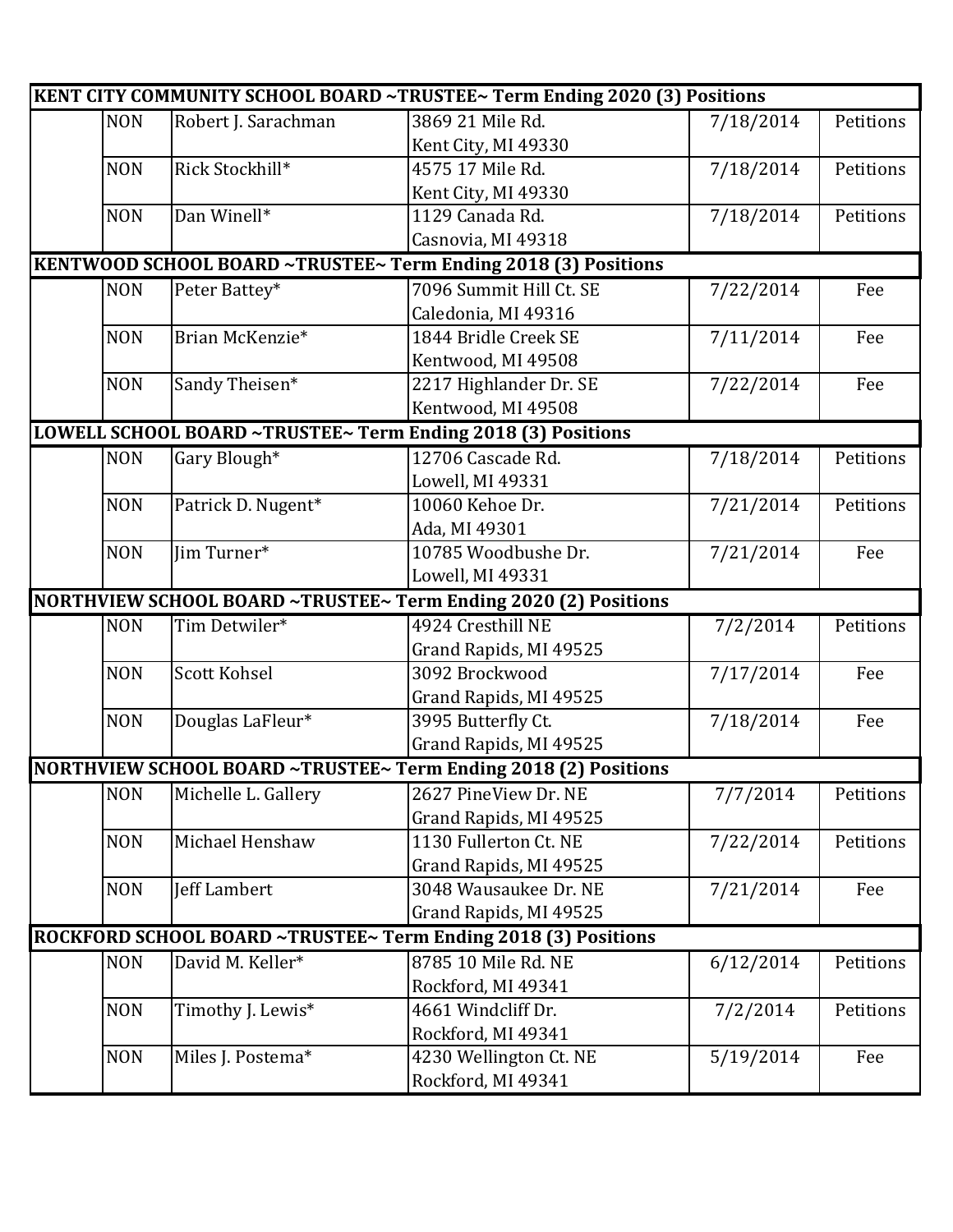| KENT CITY COMMUNITY SCHOOL BOARD ~TRUSTEE~ Term Ending 2020 (3) Positions | | | | | |
|---|---|---|---|---|---|
| | NON | Robert J. Sarachman | 3869 21 Mile Rd.<br>Kent City, MI 49330 | 7/18/2014 | Petitions |
| | NON | Rick Stockhill* | 4575 17 Mile Rd.<br>Kent City, MI 49330 | 7/18/2014 | Petitions |
| | NON | Dan Winell* | 1129 Canada Rd.<br>Casnovia, MI 49318 | 7/18/2014 | Petitions |
| **KENTWOOD SCHOOL BOARD ~TRUSTEE~ Term Ending 2018 (3) Positions** | | | | | |
| | NON | Peter Battey* | 7096 Summit Hill Ct. SE<br>Caledonia, MI 49316 | 7/22/2014 | Fee |
| | NON | Brian McKenzie* | 1844 Bridle Creek SE<br>Kentwood, MI 49508 | 7/11/2014 | Fee |
| | NON | Sandy Theisen* | 2217 Highlander Dr. SE<br>Kentwood, MI 49508 | 7/22/2014 | Fee |
| **LOWELL SCHOOL BOARD ~TRUSTEE~ Term Ending 2018 (3) Positions** | | | | | |
| | NON | Gary Blough* | 12706 Cascade Rd.<br>Lowell, MI 49331 | 7/18/2014 | Petitions |
| | NON | Patrick D. Nugent* | 10060 Kehoe Dr.<br>Ada, MI 49301 | 7/21/2014 | Petitions |
| | NON | Jim Turner* | 10785 Woodbushe Dr.<br>Lowell, MI 49331 | 7/21/2014 | Fee |
| **NORTHVIEW SCHOOL BOARD ~TRUSTEE~ Term Ending 2020 (2) Positions** | | | | | |
| | NON | Tim Detwiler* | 4924 Cresthill NE<br>Grand Rapids, MI 49525 | 7/2/2014 | Petitions |
| | NON | Scott Kohsel | 3092 Brockwood<br>Grand Rapids, MI 49525 | 7/17/2014 | Fee |
| | NON | Douglas LaFleur* | 3995 Butterfly Ct.<br>Grand Rapids, MI 49525 | 7/18/2014 | Fee |
| **NORTHVIEW SCHOOL BOARD ~TRUSTEE~ Term Ending 2018 (2) Positions** | | | | | |
| | NON | Michelle L. Gallery | 2627 PineView Dr. NE<br>Grand Rapids, MI 49525 | 7/7/2014 | Petitions |
| | NON | Michael Henshaw | 1130 Fullerton Ct. NE<br>Grand Rapids, MI 49525 | 7/22/2014 | Petitions |
| | NON | Jeff Lambert | 3048 Wausaukee Dr. NE<br>Grand Rapids, MI 49525 | 7/21/2014 | Fee |
| **ROCKFORD SCHOOL BOARD ~TRUSTEE~ Term Ending 2018 (3) Positions** | | | | | |
| | NON | David M. Keller* | 8785 10 Mile Rd. NE<br>Rockford, MI 49341 | 6/12/2014 | Petitions |
| | NON | Timothy J. Lewis* | 4661 Windcliff Dr.<br>Rockford, MI 49341 | 7/2/2014 | Petitions |
| | NON | Miles J. Postema* | 4230 Wellington Ct. NE<br>Rockford, MI 49341 | 5/19/2014 | Fee |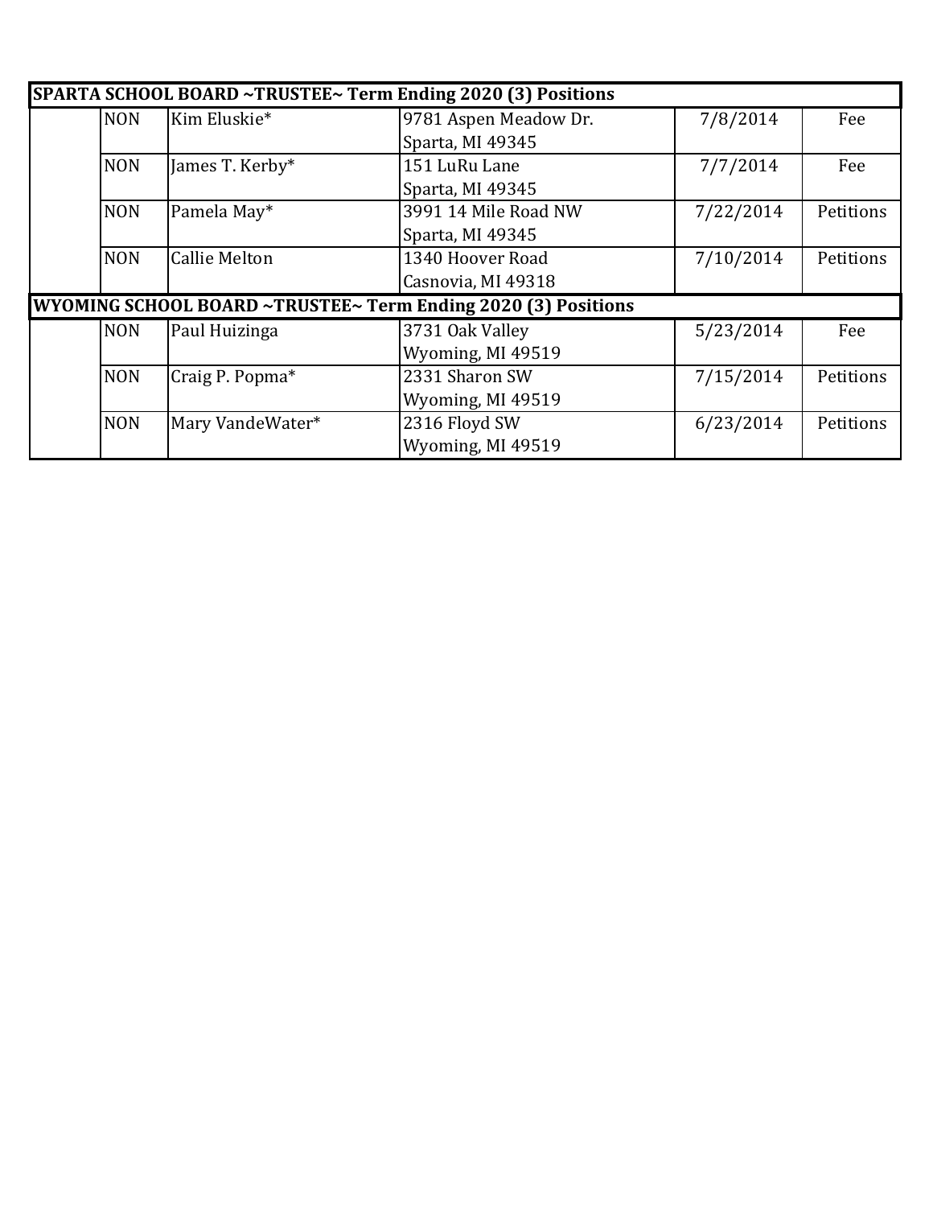| SPARTA SCHOOL BOARD ~TRUSTEE~ Term Ending 2020 (3) Positions | | | | | |
|---|---|---|---|---|---|
| | NON | Kim Eluskie* | 9781 Aspen Meadow Dr.<br>Sparta, MI 49345 | 7/8/2014 | Fee |
| | NON | James T. Kerby* | 151 LuRu Lane<br>Sparta, MI 49345 | 7/7/2014 | Fee |
| | NON | Pamela May* | 3991 14 Mile Road NW<br>Sparta, MI 49345 | 7/22/2014 | Petitions |
| | NON | Callie Melton | 1340 Hoover Road<br>Casnovia, MI 49318 | 7/10/2014 | Petitions |
| **WYOMING SCHOOL BOARD ~TRUSTEE~ Term Ending 2020 (3) Positions** | | | | | |
| | NON | Paul Huizinga | 3731 Oak Valley<br>Wyoming, MI 49519 | 5/23/2014 | Fee |
| | NON | Craig P. Popma* | 2331 Sharon SW<br>Wyoming, MI 49519 | 7/15/2014 | Petitions |
| | NON | Mary VandeWater* | 2316 Floyd SW<br>Wyoming, MI 49519 | 6/23/2014 | Petitions |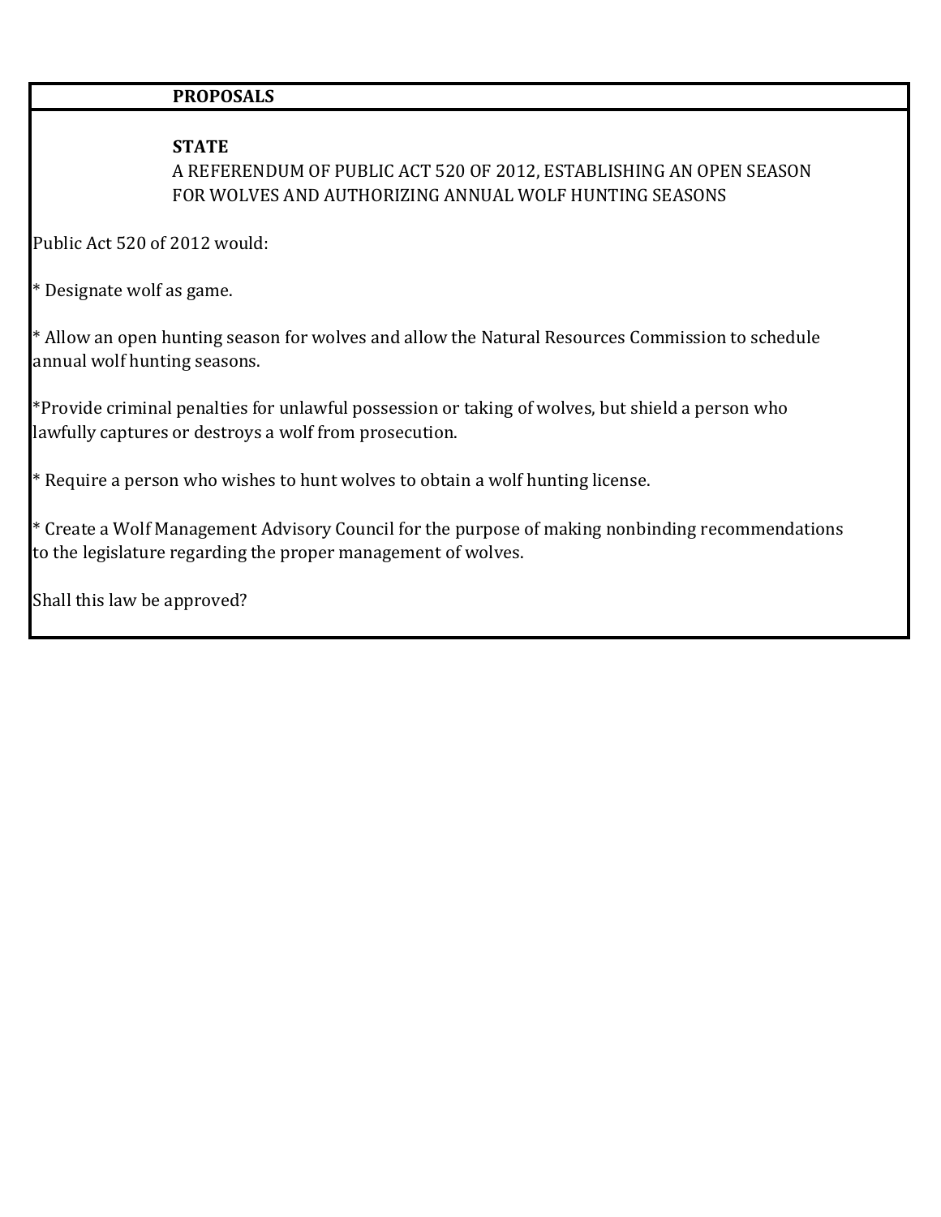## PROPOSALS

### STATE

A REFERENDUM OF PUBLIC ACT 520 OF 2012, ESTABLISHING AN OPEN SEASON FOR WOLVES AND AUTHORIZING ANNUAL WOLF HUNTING SEASONS

Public Act 520 of 2012 would:

* Designate wolf as game.

* Allow an open hunting season for wolves and allow the Natural Resources Commission to schedule annual wolf hunting seasons.

*Provide criminal penalties for unlawful possession or taking of wolves, but shield a person who lawfully captures or destroys a wolf from prosecution.

* Require a person who wishes to hunt wolves to obtain a wolf hunting license.

* Create a Wolf Management Advisory Council for the purpose of making nonbinding recommendations to the legislature regarding the proper management of wolves.

Shall this law be approved?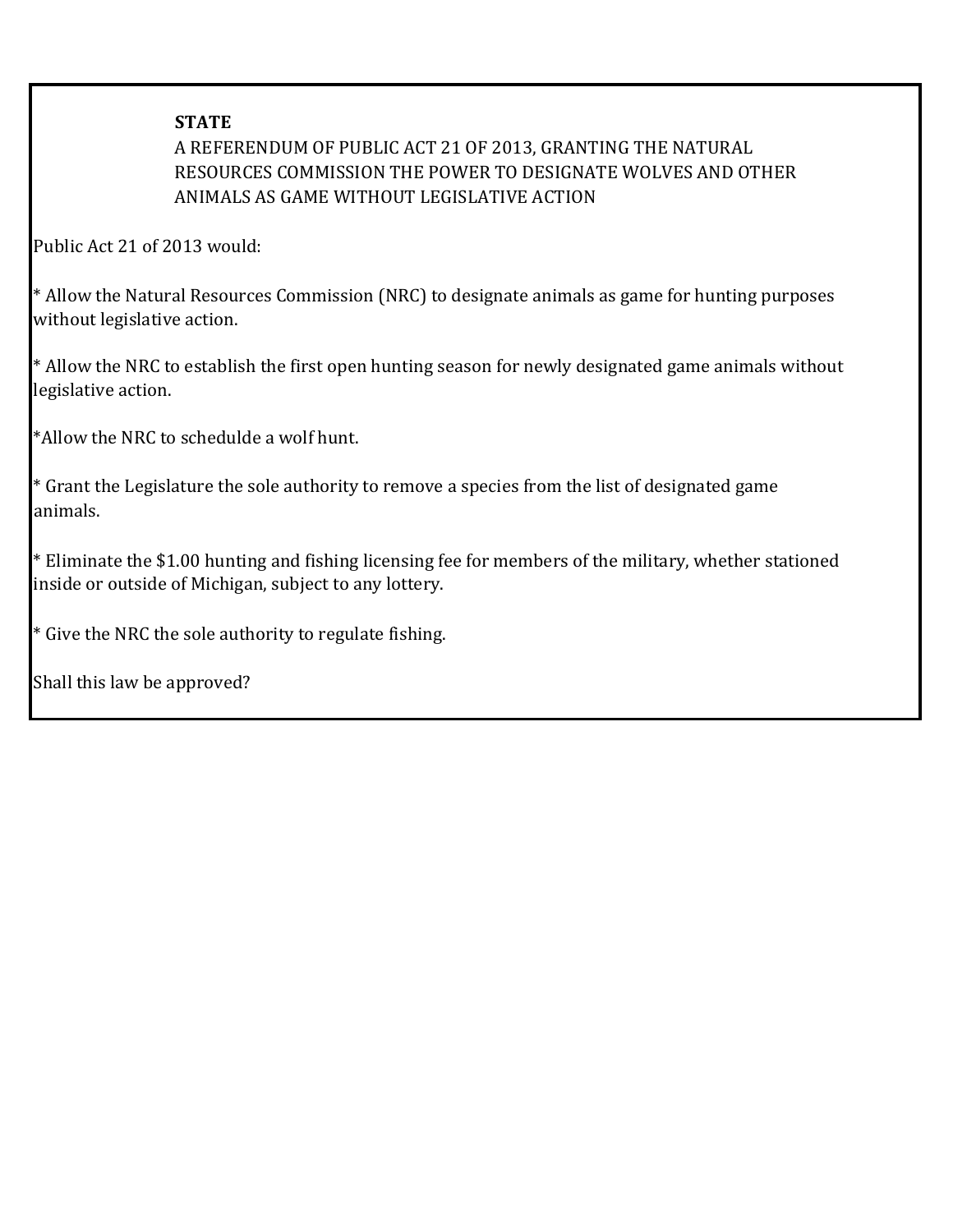**STATE**

A REFERENDUM OF PUBLIC ACT 21 OF 2013, GRANTING THE NATURAL RESOURCES COMMISSION THE POWER TO DESIGNATE WOLVES AND OTHER ANIMALS AS GAME WITHOUT LEGISLATIVE ACTION

Public Act 21 of 2013 would:

* Allow the Natural Resources Commission (NRC) to designate animals as game for hunting purposes without legislative action.

* Allow the NRC to establish the first open hunting season for newly designated game animals without legislative action.

*Allow the NRC to schedulde a wolf hunt.

* Grant the Legislature the sole authority to remove a species from the list of designated game animals.

* Eliminate the $1.00 hunting and fishing licensing fee for members of the military, whether stationed inside or outside of Michigan, subject to any lottery.

* Give the NRC the sole authority to regulate fishing.

Shall this law be approved?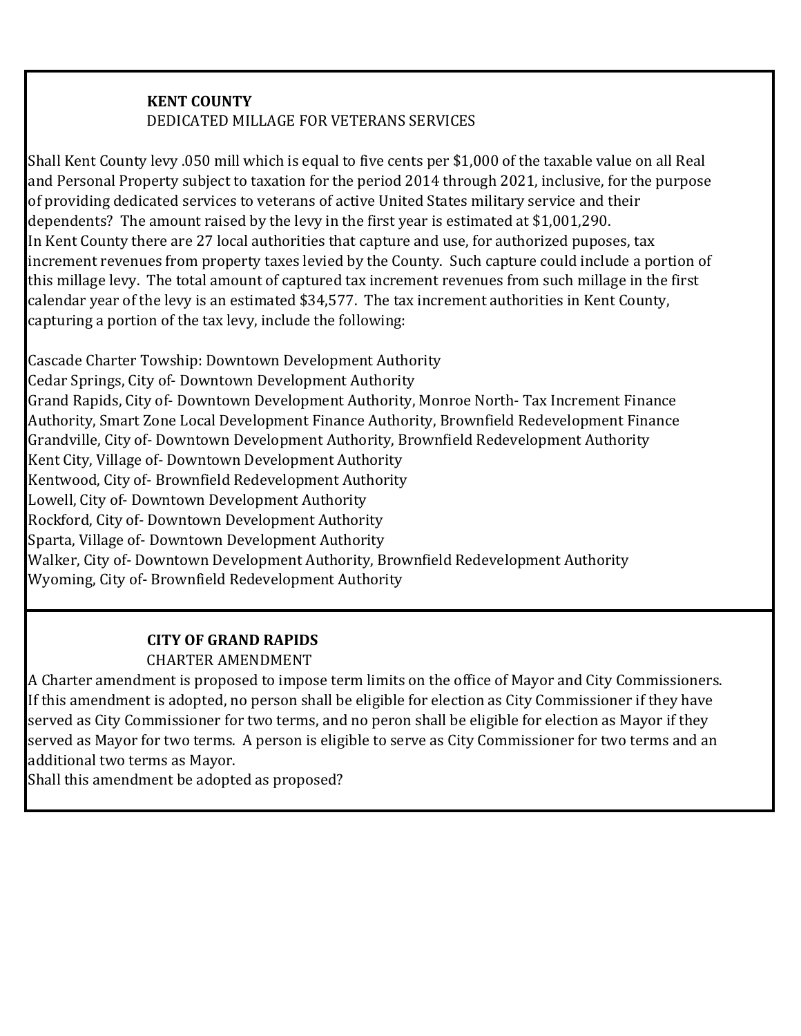**KENT COUNTY**
DEDICATED MILLAGE FOR VETERANS SERVICES

Shall Kent County levy .050 mill which is equal to five cents per $1,000 of the taxable value on all Real and Personal Property subject to taxation for the period 2014 through 2021, inclusive, for the purpose of providing dedicated services to veterans of active United States military service and their dependents? The amount raised by the levy in the first year is estimated at $1,001,290.
In Kent County there are 27 local authorities that capture and use, for authorized puposes, tax increment revenues from property taxes levied by the County. Such capture could include a portion of this millage levy. The total amount of captured tax increment revenues from such millage in the first calendar year of the levy is an estimated $34,577. The tax increment authorities in Kent County, capturing a portion of the tax levy, include the following:

Cascade Charter Towship: Downtown Development Authority
Cedar Springs, City of- Downtown Development Authority
Grand Rapids, City of- Downtown Development Authority, Monroe North- Tax Increment Finance Authority, Smart Zone Local Development Finance Authority, Brownfield Redevelopment Finance
Grandville, City of- Downtown Development Authority, Brownfield Redevelopment Authority
Kent City, Village of- Downtown Development Authority
Kentwood, City of- Brownfield Redevelopment Authority
Lowell, City of- Downtown Development Authority
Rockford, City of- Downtown Development Authority
Sparta, Village of- Downtown Development Authority
Walker, City of- Downtown Development Authority, Brownfield Redevelopment Authority
Wyoming, City of- Brownfield Redevelopment Authority

**CITY OF GRAND RAPIDS**
CHARTER AMENDMENT

A Charter amendment is proposed to impose term limits on the office of Mayor and City Commissioners. If this amendment is adopted, no person shall be eligible for election as City Commissioner if they have served as City Commissioner for two terms, and no peron shall be eligible for election as Mayor if they served as Mayor for two terms. A person is eligible to serve as City Commissioner for two terms and an additional two terms as Mayor.
Shall this amendment be adopted as proposed?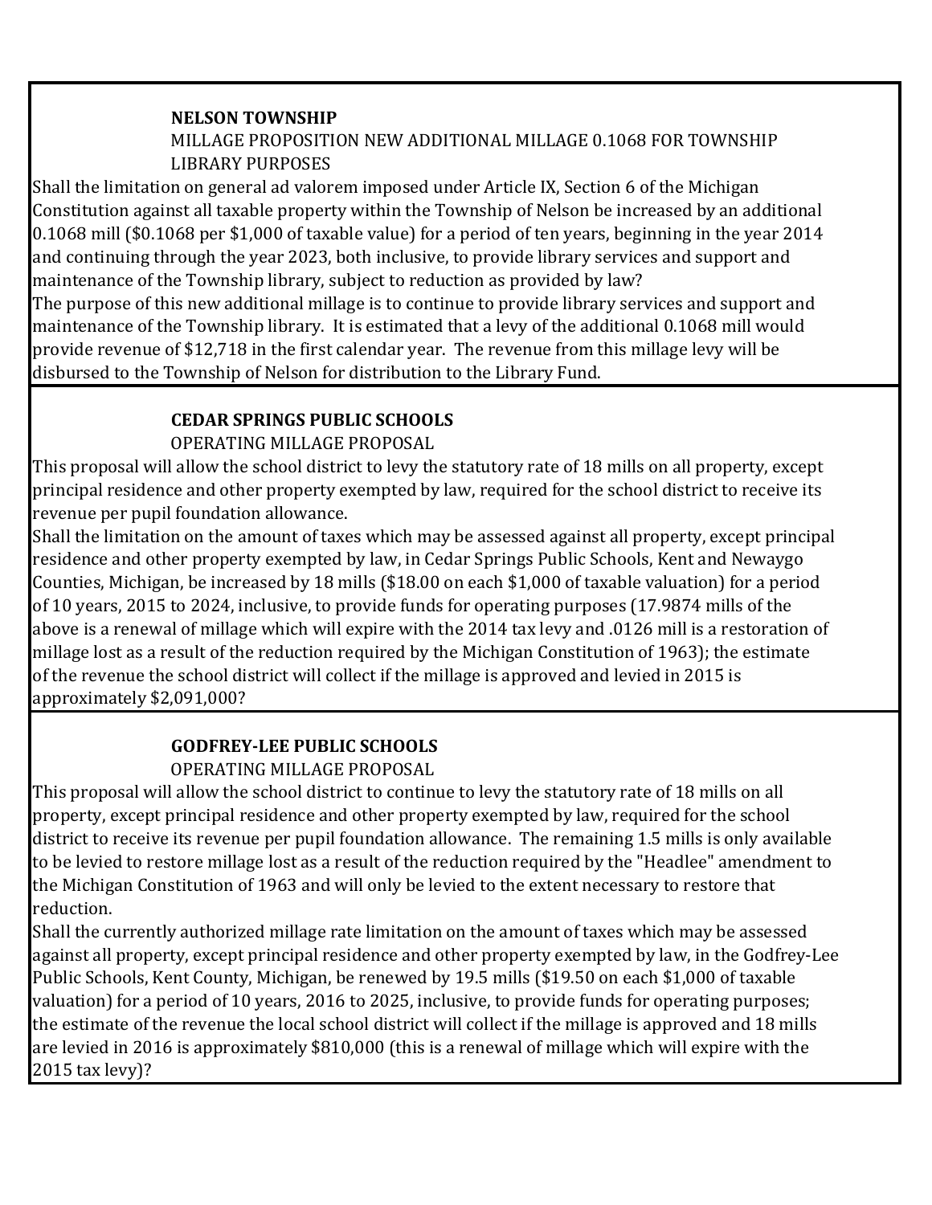**NELSON TOWNSHIP**

MILLAGE PROPOSITION NEW ADDITIONAL MILLAGE 0.1068 FOR TOWNSHIP LIBRARY PURPOSES

Shall the limitation on general ad valorem imposed under Article IX, Section 6 of the Michigan Constitution against all taxable property within the Township of Nelson be increased by an additional 0.1068 mill ($0.1068 per $1,000 of taxable value) for a period of ten years, beginning in the year 2014 and continuing through the year 2023, both inclusive, to provide library services and support and maintenance of the Township library, subject to reduction as provided by law?

The purpose of this new additional millage is to continue to provide library services and support and maintenance of the Township library. It is estimated that a levy of the additional 0.1068 mill would provide revenue of $12,718 in the first calendar year. The revenue from this millage levy will be disbursed to the Township of Nelson for distribution to the Library Fund.

---

**CEDAR SPRINGS PUBLIC SCHOOLS**

OPERATING MILLAGE PROPOSAL

This proposal will allow the school district to levy the statutory rate of 18 mills on all property, except principal residence and other property exempted by law, required for the school district to receive its revenue per pupil foundation allowance.

Shall the limitation on the amount of taxes which may be assessed against all property, except principal residence and other property exempted by law, in Cedar Springs Public Schools, Kent and Newaygo Counties, Michigan, be increased by 18 mills ($18.00 on each $1,000 of taxable valuation) for a period of 10 years, 2015 to 2024, inclusive, to provide funds for operating purposes (17.9874 mills of the above is a renewal of millage which will expire with the 2014 tax levy and .0126 mill is a restoration of millage lost as a result of the reduction required by the Michigan Constitution of 1963); the estimate of the revenue the school district will collect if the millage is approved and levied in 2015 is approximately $2,091,000?

---

**GODFREY-LEE PUBLIC SCHOOLS**

OPERATING MILLAGE PROPOSAL

This proposal will allow the school district to continue to levy the statutory rate of 18 mills on all property, except principal residence and other property exempted by law, required for the school district to receive its revenue per pupil foundation allowance. The remaining 1.5 mills is only available to be levied to restore millage lost as a result of the reduction required by the "Headlee" amendment to the Michigan Constitution of 1963 and will only be levied to the extent necessary to restore that reduction.

Shall the currently authorized millage rate limitation on the amount of taxes which may be assessed against all property, except principal residence and other property exempted by law, in the Godfrey-Lee Public Schools, Kent County, Michigan, be renewed by 19.5 mills ($19.50 on each $1,000 of taxable valuation) for a period of 10 years, 2016 to 2025, inclusive, to provide funds for operating purposes; the estimate of the revenue the local school district will collect if the millage is approved and 18 mills are levied in 2016 is approximately $810,000 (this is a renewal of millage which will expire with the 2015 tax levy)?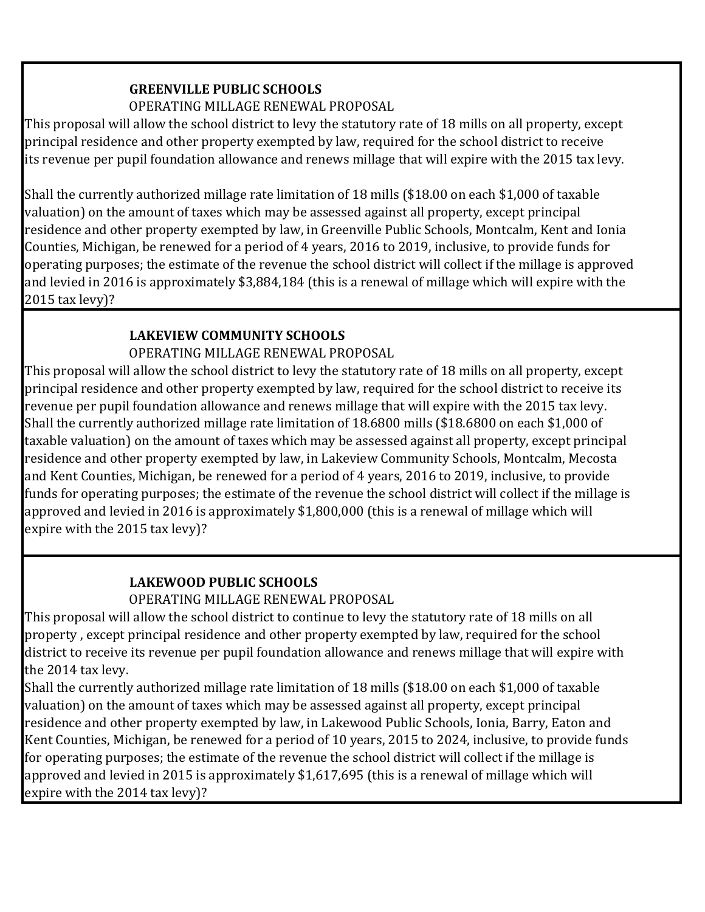**GREENVILLE PUBLIC SCHOOLS**

OPERATING MILLAGE RENEWAL PROPOSAL

This proposal will allow the school district to levy the statutory rate of 18 mills on all property, except principal residence and other property exempted by law, required for the school district to receive its revenue per pupil foundation allowance and renews millage that will expire with the 2015 tax levy.

Shall the currently authorized millage rate limitation of 18 mills ($18.00 on each $1,000 of taxable valuation) on the amount of taxes which may be assessed against all property, except principal residence and other property exempted by law, in Greenville Public Schools, Montcalm, Kent and Ionia Counties, Michigan, be renewed for a period of 4 years, 2016 to 2019, inclusive, to provide funds for operating purposes; the estimate of the revenue the school district will collect if the millage is approved and levied in 2016 is approximately $3,884,184 (this is a renewal of millage which will expire with the 2015 tax levy)?

---

**LAKEVIEW COMMUNITY SCHOOLS**

OPERATING MILLAGE RENEWAL PROPOSAL

This proposal will allow the school district to levy the statutory rate of 18 mills on all property, except principal residence and other property exempted by law, required for the school district to receive its revenue per pupil foundation allowance and renews millage that will expire with the 2015 tax levy.
Shall the currently authorized millage rate limitation of 18.6800 mills ($18.6800 on each $1,000 of taxable valuation) on the amount of taxes which may be assessed against all property, except principal residence and other property exempted by law, in Lakeview Community Schools, Montcalm, Mecosta and Kent Counties, Michigan, be renewed for a period of 4 years, 2016 to 2019, inclusive, to provide funds for operating purposes; the estimate of the revenue the school district will collect if the millage is approved and levied in 2016 is approximately $1,800,000 (this is a renewal of millage which will expire with the 2015 tax levy)?

---

**LAKEWOOD PUBLIC SCHOOLS**

OPERATING MILLAGE RENEWAL PROPOSAL

This proposal will allow the school district to continue to levy the statutory rate of 18 mills on all property , except principal residence and other property exempted by law, required for the school district to receive its revenue per pupil foundation allowance and renews millage that will expire with the 2014 tax levy.
Shall the currently authorized millage rate limitation of 18 mills ($18.00 on each $1,000 of taxable valuation) on the amount of taxes which may be assessed against all property, except principal residence and other property exempted by law, in Lakewood Public Schools, Ionia, Barry, Eaton and Kent Counties, Michigan, be renewed for a period of 10 years, 2015 to 2024, inclusive, to provide funds for operating purposes; the estimate of the revenue the school district will collect if the millage is approved and levied in 2015 is approximately $1,617,695 (this is a renewal of millage which will expire with the 2014 tax levy)?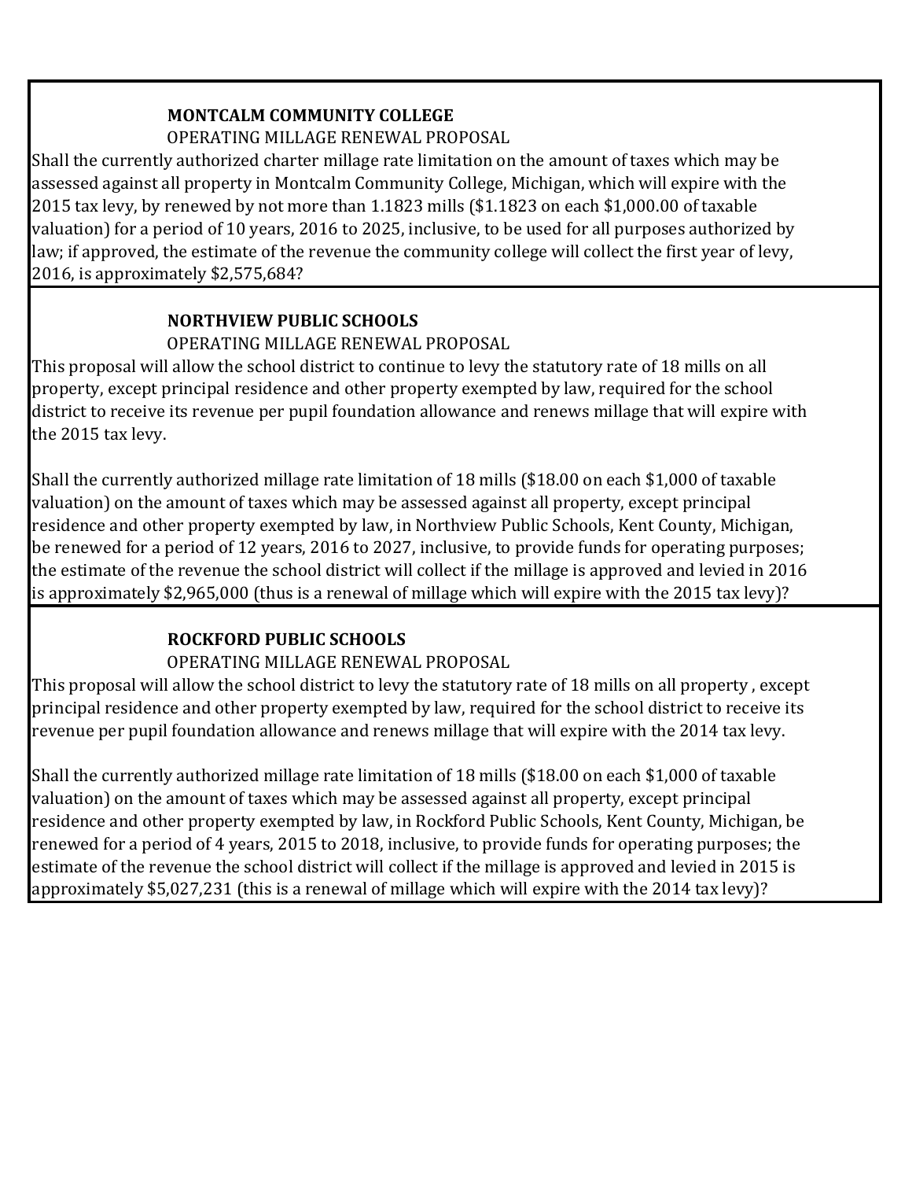**MONTCALM COMMUNITY COLLEGE**

OPERATING MILLAGE RENEWAL PROPOSAL

Shall the currently authorized charter millage rate limitation on the amount of taxes which may be assessed against all property in Montcalm Community College, Michigan, which will expire with the 2015 tax levy, by renewed by not more than 1.1823 mills ($1.1823 on each $1,000.00 of taxable valuation) for a period of 10 years, 2016 to 2025, inclusive, to be used for all purposes authorized by law; if approved, the estimate of the revenue the community college will collect the first year of levy, 2016, is approximately $2,575,684?

---

**NORTHVIEW PUBLIC SCHOOLS**

OPERATING MILLAGE RENEWAL PROPOSAL

This proposal will allow the school district to continue to levy the statutory rate of 18 mills on all property, except principal residence and other property exempted by law, required for the school district to receive its revenue per pupil foundation allowance and renews millage that will expire with the 2015 tax levy.

Shall the currently authorized millage rate limitation of 18 mills ($18.00 on each $1,000 of taxable valuation) on the amount of taxes which may be assessed against all property, except principal residence and other property exempted by law, in Northview Public Schools, Kent County, Michigan, be renewed for a period of 12 years, 2016 to 2027, inclusive, to provide funds for operating purposes; the estimate of the revenue the school district will collect if the millage is approved and levied in 2016 is approximately $2,965,000 (thus is a renewal of millage which will expire with the 2015 tax levy)?

---

**ROCKFORD PUBLIC SCHOOLS**

OPERATING MILLAGE RENEWAL PROPOSAL

This proposal will allow the school district to levy the statutory rate of 18 mills on all property , except principal residence and other property exempted by law, required for the school district to receive its revenue per pupil foundation allowance and renews millage that will expire with the 2014 tax levy.

Shall the currently authorized millage rate limitation of 18 mills ($18.00 on each $1,000 of taxable valuation) on the amount of taxes which may be assessed against all property, except principal residence and other property exempted by law, in Rockford Public Schools, Kent County, Michigan, be renewed for a period of 4 years, 2015 to 2018, inclusive, to provide funds for operating purposes; the estimate of the revenue the school district will collect if the millage is approved and levied in 2015 is approximately $5,027,231 (this is a renewal of millage which will expire with the 2014 tax levy)?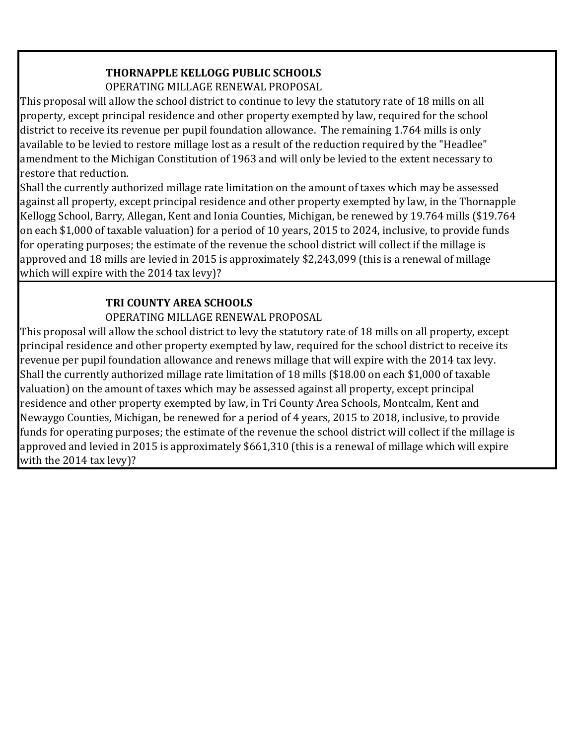**THORNAPPLE KELLOGG PUBLIC SCHOOLS**

OPERATING MILLAGE RENEWAL PROPOSAL

This proposal will allow the school district to continue to levy the statutory rate of 18 mills on all property, except principal residence and other property exempted by law, required for the school district to receive its revenue per pupil foundation allowance. The remaining 1.764 mills is only available to be levied to restore millage lost as a result of the reduction required by the "Headlee" amendment to the Michigan Constitution of 1963 and will only be levied to the extent necessary to restore that reduction.

Shall the currently authorized millage rate limitation on the amount of taxes which may be assessed against all property, except principal residence and other property exempted by law, in the Thornapple Kellogg School, Barry, Allegan, Kent and Ionia Counties, Michigan, be renewed by 19.764 mills ($19.764 on each $1,000 of taxable valuation) for a period of 10 years, 2015 to 2024, inclusive, to provide funds for operating purposes; the estimate of the revenue the school district will collect if the millage is approved and 18 mills are levied in 2015 is approximately $2,243,099 (this is a renewal of millage which will expire with the 2014 tax levy)?

---

**TRI COUNTY AREA SCHOOLS**

OPERATING MILLAGE RENEWAL PROPOSAL

This proposal will allow the school district to levy the statutory rate of 18 mills on all property, except principal residence and other property exempted by law, required for the school district to receive its revenue per pupil foundation allowance and renews millage that will expire with the 2014 tax levy.

Shall the currently authorized millage rate limitation of 18 mills ($18.00 on each $1,000 of taxable valuation) on the amount of taxes which may be assessed against all property, except principal residence and other property exempted by law, in Tri County Area Schools, Montcalm, Kent and Newaygo Counties, Michigan, be renewed for a period of 4 years, 2015 to 2018, inclusive, to provide funds for operating purposes; the estimate of the revenue the school district will collect if the millage is approved and levied in 2015 is approximately $661,310 (this is a renewal of millage which will expire with the 2014 tax levy)?